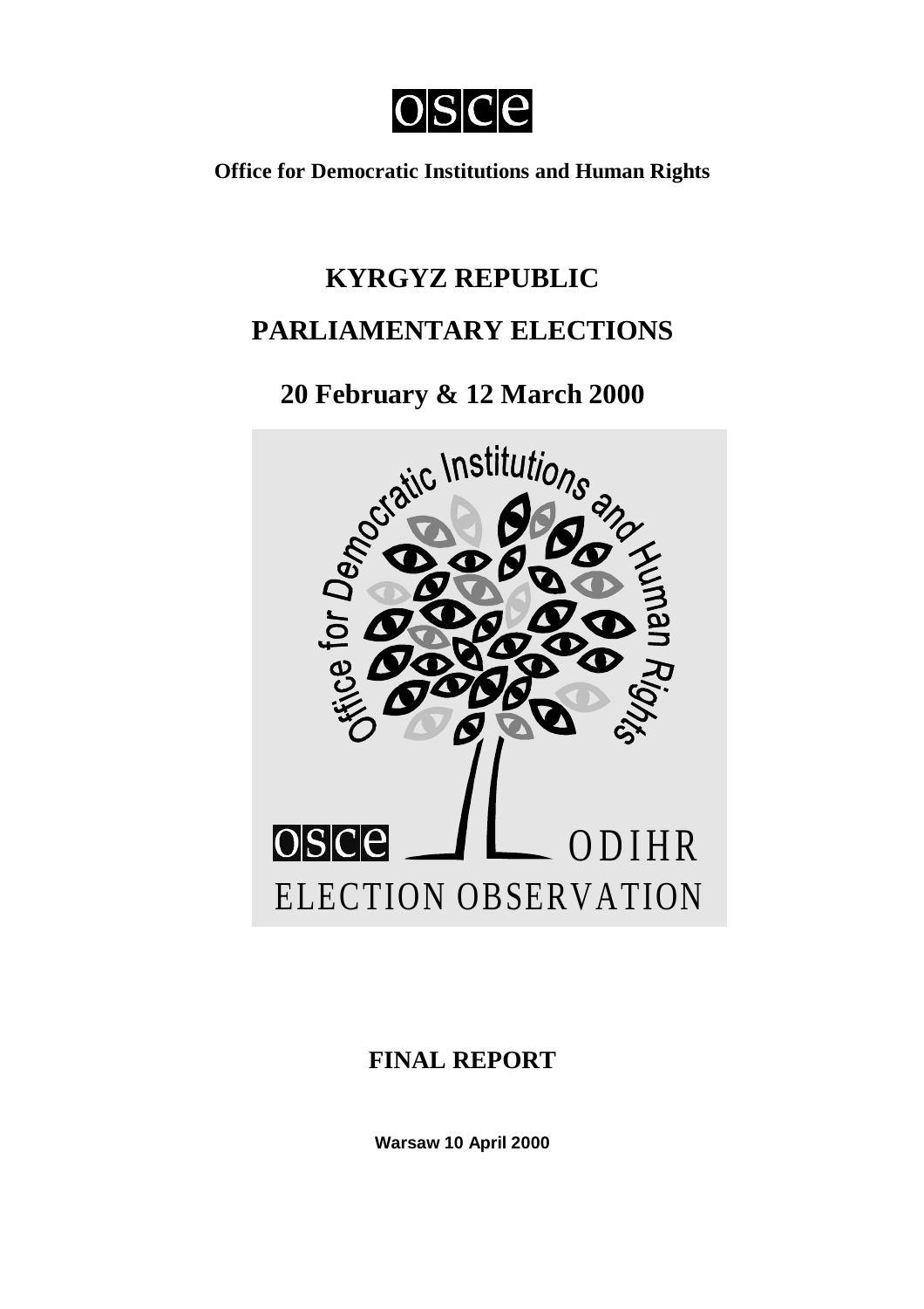osce

**Office for Democratic Institutions and Human Rights**

# KYRGYZ REPUBLIC

# PARLIAMENTARY ELECTIONS

# 20 February & 12 March 2000

## FINAL REPORT

**Warsaw 10 April 2000**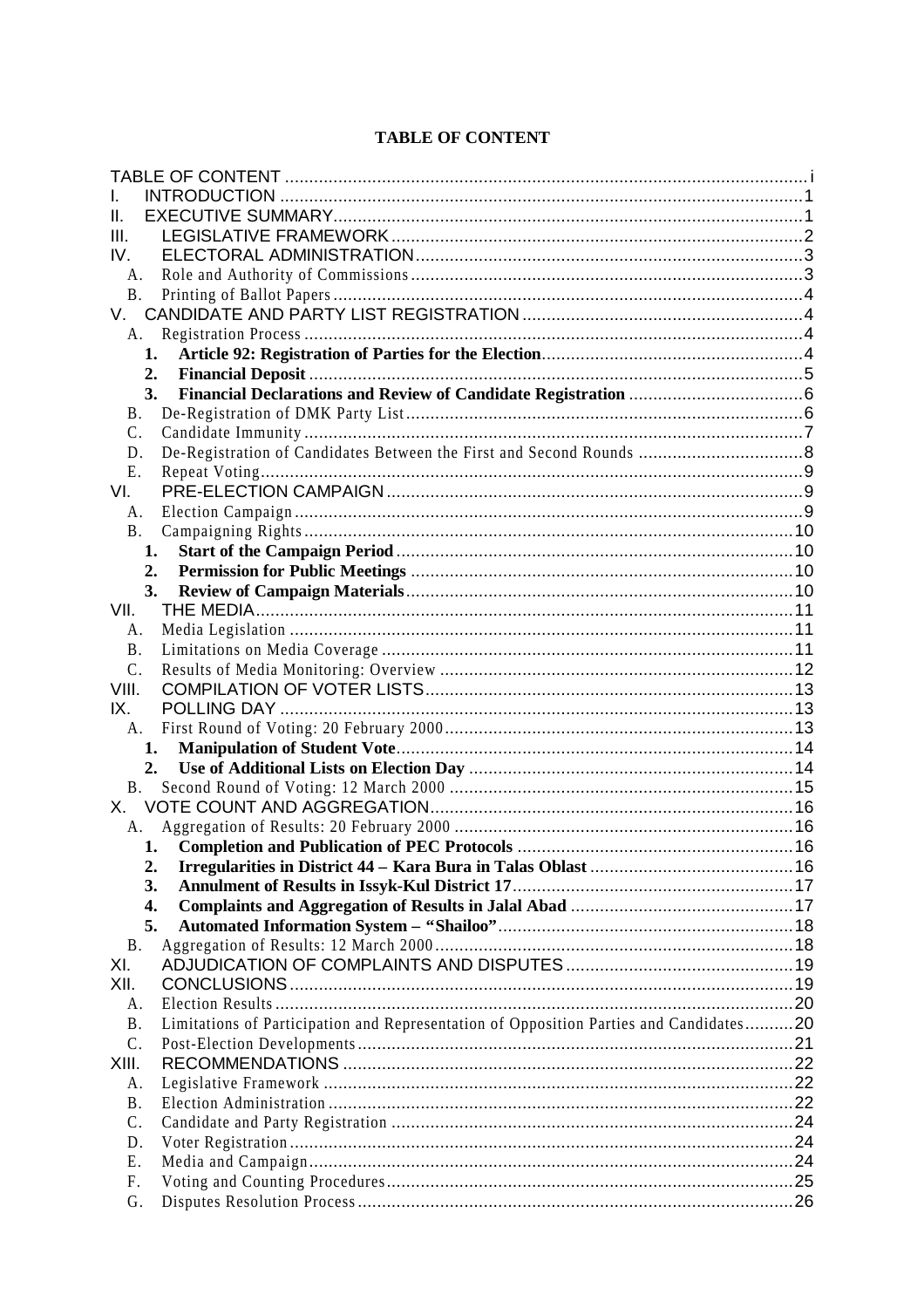# TABLE OF CONTENT

TABLE OF CONTENT ... i

I. INTRODUCTION ... 1

II. EXECUTIVE SUMMARY ... 1

III. LEGISLATIVE FRAMEWORK ... 2

IV. ELECTORAL ADMINISTRATION ... 3

- A. Role and Authority of Commissions ... 3
- B. Printing of Ballot Papers ... 4

V. CANDIDATE AND PARTY LIST REGISTRATION ... 4

- A. Registration Process ... 4
  1. **Article 92: Registration of Parties for the Election** ... 4
  2. **Financial Deposit** ... 5
  3. **Financial Declarations and Review of Candidate Registration** ... 6
- B. De-Registration of DMK Party List ... 6
- C. Candidate Immunity ... 7
- D. De-Registration of Candidates Between the First and Second Rounds ... 8
- E. Repeat Voting ... 9

VI. PRE-ELECTION CAMPAIGN ... 9

- A. Election Campaign ... 9
- B. Campaigning Rights ... 10
  1. **Start of the Campaign Period** ... 10
  2. **Permission for Public Meetings** ... 10
  3. **Review of Campaign Materials** ... 10

VII. THE MEDIA ... 11

- A. Media Legislation ... 11
- B. Limitations on Media Coverage ... 11
- C. Results of Media Monitoring: Overview ... 12

VIII. COMPILATION OF VOTER LISTS ... 13

IX. POLLING DAY ... 13

- A. First Round of Voting: 20 February 2000 ... 13
  1. **Manipulation of Student Vote** ... 14
  2. **Use of Additional Lists on Election Day** ... 14
- B. Second Round of Voting: 12 March 2000 ... 15

X. VOTE COUNT AND AGGREGATION ... 16

- A. Aggregation of Results: 20 February 2000 ... 16
  1. **Completion and Publication of PEC Protocols** ... 16
  2. **Irregularities in District 44 – Kara Bura in Talas Oblast** ... 16
  3. **Annulment of Results in Issyk-Kul District 17** ... 17
  4. **Complaints and Aggregation of Results in Jalal Abad** ... 17
  5. **Automated Information System – "Shailoo"** ... 18
- B. Aggregation of Results: 12 March 2000 ... 18

XI. ADJUDICATION OF COMPLAINTS AND DISPUTES ... 19

XII. CONCLUSIONS ... 19

- A. Election Results ... 20
- B. Limitations of Participation and Representation of Opposition Parties and Candidates ... 20
- C. Post-Election Developments ... 21

XIII. RECOMMENDATIONS ... 22

- A. Legislative Framework ... 22
- B. Election Administration ... 22
- C. Candidate and Party Registration ... 24
- D. Voter Registration ... 24
- E. Media and Campaign ... 24
- F. Voting and Counting Procedures ... 25
- G. Disputes Resolution Process ... 26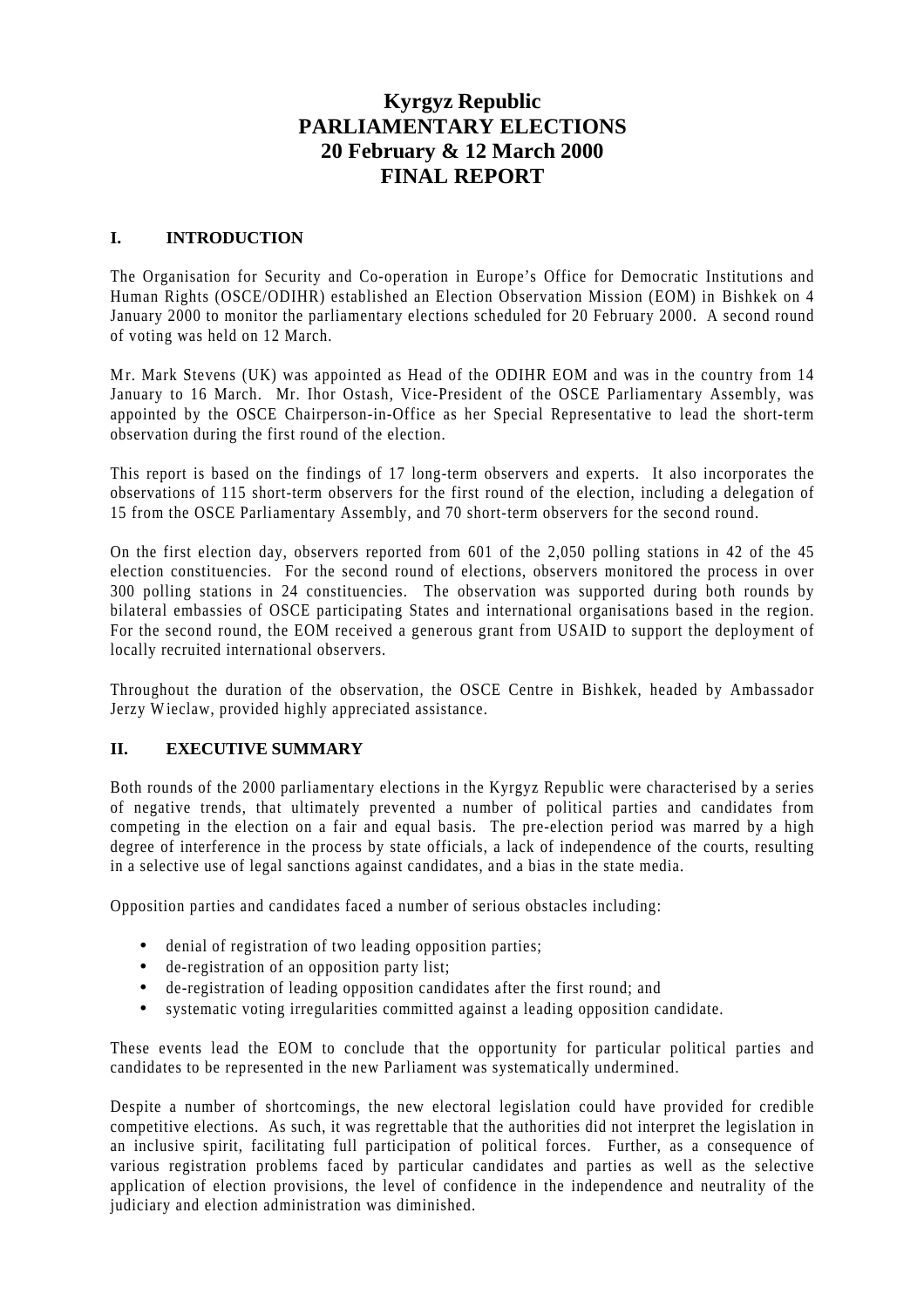# Kyrgyz Republic
# PARLIAMENTARY ELECTIONS
# 20 February & 12 March 2000
# FINAL REPORT

## I. INTRODUCTION

The Organisation for Security and Co-operation in Europe's Office for Democratic Institutions and Human Rights (OSCE/ODIHR) established an Election Observation Mission (EOM) in Bishkek on 4 January 2000 to monitor the parliamentary elections scheduled for 20 February 2000. A second round of voting was held on 12 March.

Mr. Mark Stevens (UK) was appointed as Head of the ODIHR EOM and was in the country from 14 January to 16 March. Mr. Ihor Ostash, Vice-President of the OSCE Parliamentary Assembly, was appointed by the OSCE Chairperson-in-Office as her Special Representative to lead the short-term observation during the first round of the election.

This report is based on the findings of 17 long-term observers and experts. It also incorporates the observations of 115 short-term observers for the first round of the election, including a delegation of 15 from the OSCE Parliamentary Assembly, and 70 short-term observers for the second round.

On the first election day, observers reported from 601 of the 2,050 polling stations in 42 of the 45 election constituencies. For the second round of elections, observers monitored the process in over 300 polling stations in 24 constituencies. The observation was supported during both rounds by bilateral embassies of OSCE participating States and international organisations based in the region. For the second round, the EOM received a generous grant from USAID to support the deployment of locally recruited international observers.

Throughout the duration of the observation, the OSCE Centre in Bishkek, headed by Ambassador Jerzy Wieclaw, provided highly appreciated assistance.

## II. EXECUTIVE SUMMARY

Both rounds of the 2000 parliamentary elections in the Kyrgyz Republic were characterised by a series of negative trends, that ultimately prevented a number of political parties and candidates from competing in the election on a fair and equal basis. The pre-election period was marred by a high degree of interference in the process by state officials, a lack of independence of the courts, resulting in a selective use of legal sanctions against candidates, and a bias in the state media.

Opposition parties and candidates faced a number of serious obstacles including:

- denial of registration of two leading opposition parties;
- de-registration of an opposition party list;
- de-registration of leading opposition candidates after the first round; and
- systematic voting irregularities committed against a leading opposition candidate.

These events lead the EOM to conclude that the opportunity for particular political parties and candidates to be represented in the new Parliament was systematically undermined.

Despite a number of shortcomings, the new electoral legislation could have provided for credible competitive elections. As such, it was regrettable that the authorities did not interpret the legislation in an inclusive spirit, facilitating full participation of political forces. Further, as a consequence of various registration problems faced by particular candidates and parties as well as the selective application of election provisions, the level of confidence in the independence and neutrality of the judiciary and election administration was diminished.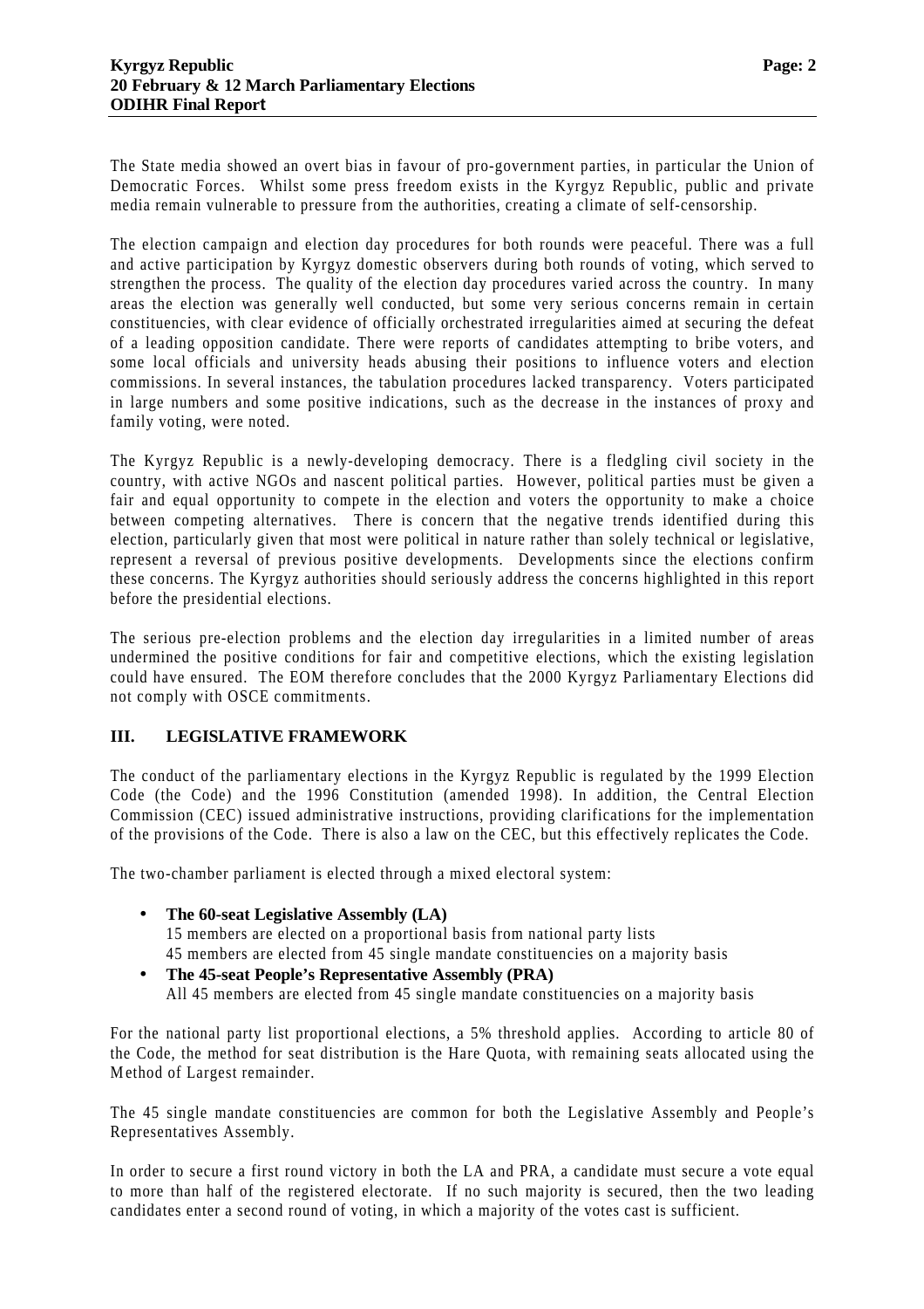The State media showed an overt bias in favour of pro-government parties, in particular the Union of Democratic Forces. Whilst some press freedom exists in the Kyrgyz Republic, public and private media remain vulnerable to pressure from the authorities, creating a climate of self-censorship.

The election campaign and election day procedures for both rounds were peaceful. There was a full and active participation by Kyrgyz domestic observers during both rounds of voting, which served to strengthen the process. The quality of the election day procedures varied across the country. In many areas the election was generally well conducted, but some very serious concerns remain in certain constituencies, with clear evidence of officially orchestrated irregularities aimed at securing the defeat of a leading opposition candidate. There were reports of candidates attempting to bribe voters, and some local officials and university heads abusing their positions to influence voters and election commissions. In several instances, the tabulation procedures lacked transparency. Voters participated in large numbers and some positive indications, such as the decrease in the instances of proxy and family voting, were noted.

The Kyrgyz Republic is a newly-developing democracy. There is a fledgling civil society in the country, with active NGOs and nascent political parties. However, political parties must be given a fair and equal opportunity to compete in the election and voters the opportunity to make a choice between competing alternatives. There is concern that the negative trends identified during this election, particularly given that most were political in nature rather than solely technical or legislative, represent a reversal of previous positive developments. Developments since the elections confirm these concerns. The Kyrgyz authorities should seriously address the concerns highlighted in this report before the presidential elections.

The serious pre-election problems and the election day irregularities in a limited number of areas undermined the positive conditions for fair and competitive elections, which the existing legislation could have ensured. The EOM therefore concludes that the 2000 Kyrgyz Parliamentary Elections did not comply with OSCE commitments.

## III. LEGISLATIVE FRAMEWORK

The conduct of the parliamentary elections in the Kyrgyz Republic is regulated by the 1999 Election Code (the Code) and the 1996 Constitution (amended 1998). In addition, the Central Election Commission (CEC) issued administrative instructions, providing clarifications for the implementation of the provisions of the Code. There is also a law on the CEC, but this effectively replicates the Code.

The two-chamber parliament is elected through a mixed electoral system:

- **The 60-seat Legislative Assembly (LA)**
  15 members are elected on a proportional basis from national party lists
  45 members are elected from 45 single mandate constituencies on a majority basis
- **The 45-seat People's Representative Assembly (PRA)**
  All 45 members are elected from 45 single mandate constituencies on a majority basis

For the national party list proportional elections, a 5% threshold applies. According to article 80 of the Code, the method for seat distribution is the Hare Quota, with remaining seats allocated using the Method of Largest remainder.

The 45 single mandate constituencies are common for both the Legislative Assembly and People's Representatives Assembly.

In order to secure a first round victory in both the LA and PRA, a candidate must secure a vote equal to more than half of the registered electorate. If no such majority is secured, then the two leading candidates enter a second round of voting, in which a majority of the votes cast is sufficient.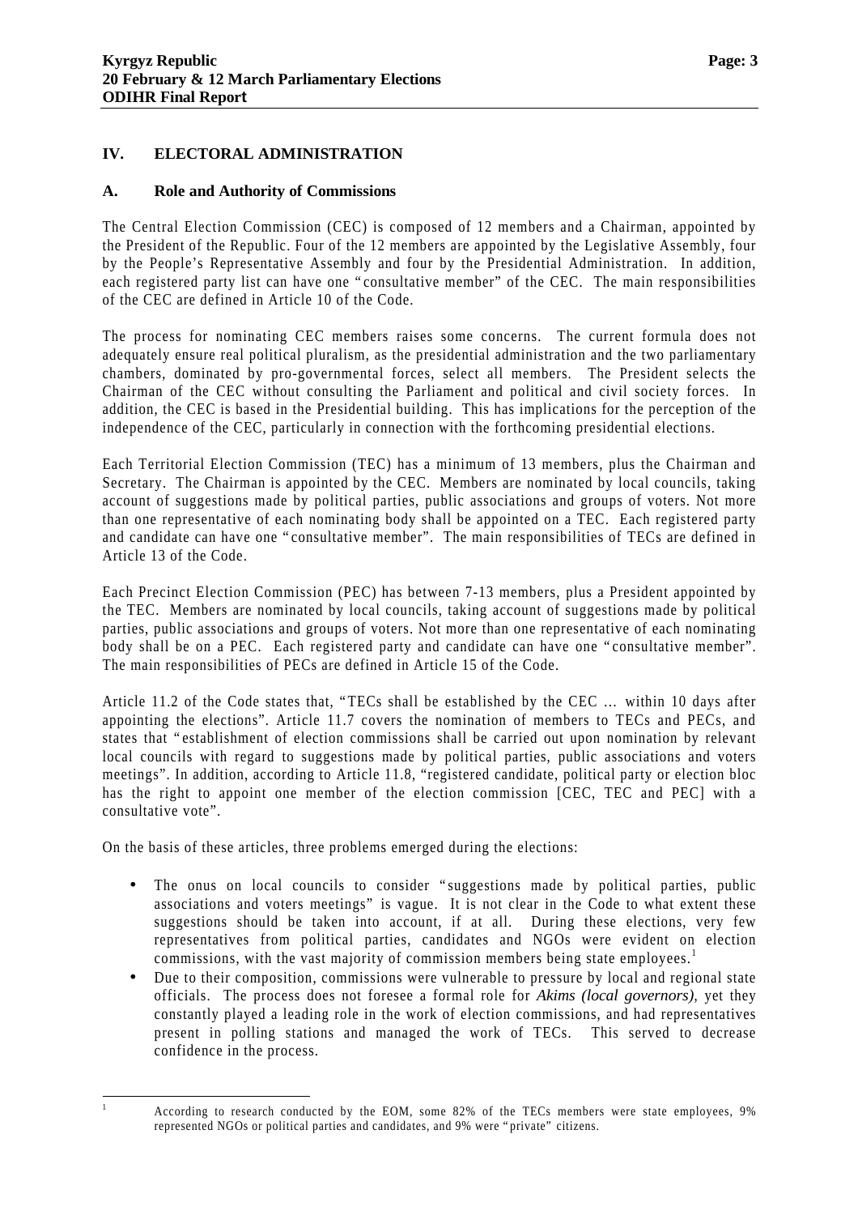## IV. ELECTORAL ADMINISTRATION

### A. Role and Authority of Commissions

The Central Election Commission (CEC) is composed of 12 members and a Chairman, appointed by the President of the Republic. Four of the 12 members are appointed by the Legislative Assembly, four by the People's Representative Assembly and four by the Presidential Administration. In addition, each registered party list can have one "consultative member" of the CEC. The main responsibilities of the CEC are defined in Article 10 of the Code.

The process for nominating CEC members raises some concerns. The current formula does not adequately ensure real political pluralism, as the presidential administration and the two parliamentary chambers, dominated by pro-governmental forces, select all members. The President selects the Chairman of the CEC without consulting the Parliament and political and civil society forces. In addition, the CEC is based in the Presidential building. This has implications for the perception of the independence of the CEC, particularly in connection with the forthcoming presidential elections.

Each Territorial Election Commission (TEC) has a minimum of 13 members, plus the Chairman and Secretary. The Chairman is appointed by the CEC. Members are nominated by local councils, taking account of suggestions made by political parties, public associations and groups of voters. Not more than one representative of each nominating body shall be appointed on a TEC. Each registered party and candidate can have one "consultative member". The main responsibilities of TECs are defined in Article 13 of the Code.

Each Precinct Election Commission (PEC) has between 7-13 members, plus a President appointed by the TEC. Members are nominated by local councils, taking account of suggestions made by political parties, public associations and groups of voters. Not more than one representative of each nominating body shall be on a PEC. Each registered party and candidate can have one "consultative member". The main responsibilities of PECs are defined in Article 15 of the Code.

Article 11.2 of the Code states that, "TECs shall be established by the CEC … within 10 days after appointing the elections". Article 11.7 covers the nomination of members to TECs and PECs, and states that "establishment of election commissions shall be carried out upon nomination by relevant local councils with regard to suggestions made by political parties, public associations and voters meetings". In addition, according to Article 11.8, "registered candidate, political party or election bloc has the right to appoint one member of the election commission [CEC, TEC and PEC] with a consultative vote".

On the basis of these articles, three problems emerged during the elections:

- The onus on local councils to consider "suggestions made by political parties, public associations and voters meetings" is vague. It is not clear in the Code to what extent these suggestions should be taken into account, if at all. During these elections, very few representatives from political parties, candidates and NGOs were evident on election commissions, with the vast majority of commission members being state employees.[1]
- Due to their composition, commissions were vulnerable to pressure by local and regional state officials. The process does not foresee a formal role for *Akims (local governors)*, yet they constantly played a leading role in the work of election commissions, and had representatives present in polling stations and managed the work of TECs. This served to decrease confidence in the process.

[1] According to research conducted by the EOM, some 82% of the TECs members were state employees, 9% represented NGOs or political parties and candidates, and 9% were "private" citizens.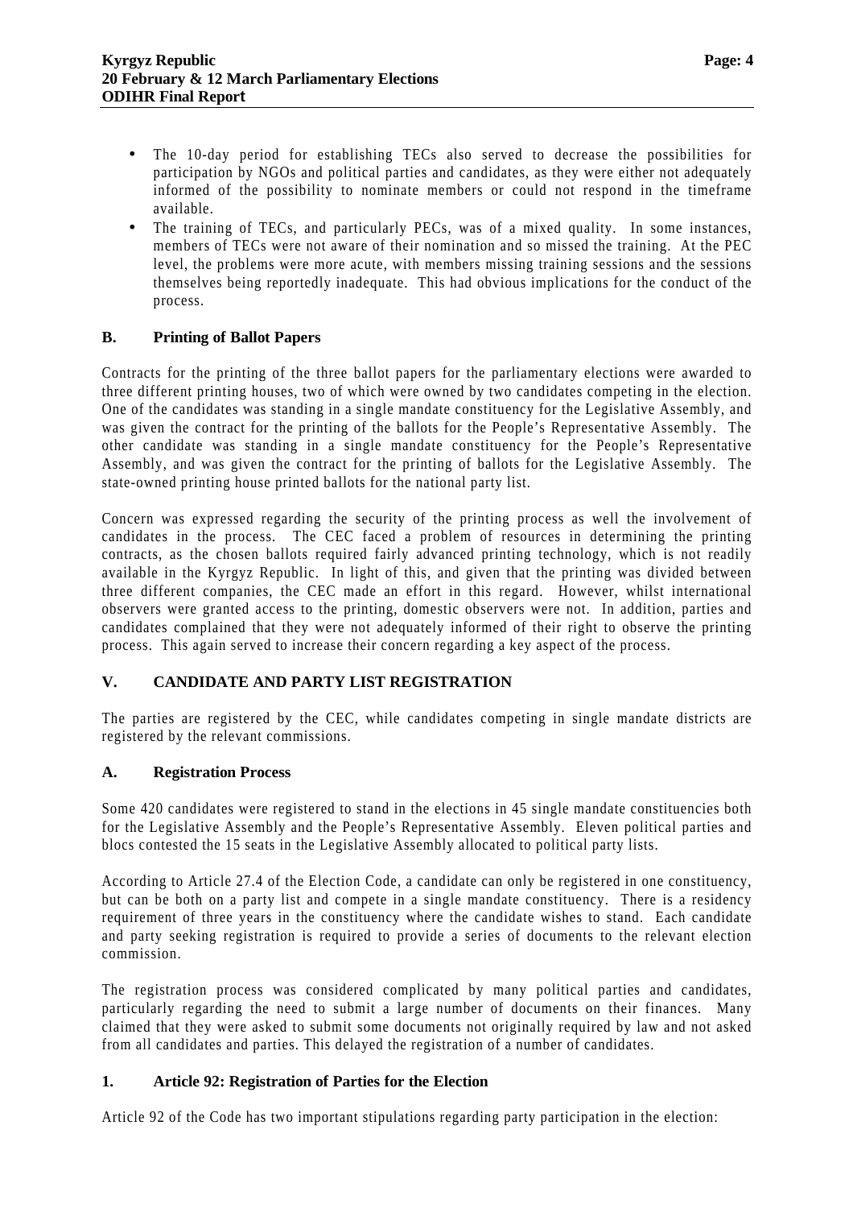- The 10-day period for establishing TECs also served to decrease the possibilities for participation by NGOs and political parties and candidates, as they were either not adequately informed of the possibility to nominate members or could not respond in the timeframe available.
- The training of TECs, and particularly PECs, was of a mixed quality. In some instances, members of TECs were not aware of their nomination and so missed the training. At the PEC level, the problems were more acute, with members missing training sessions and the sessions themselves being reportedly inadequate. This had obvious implications for the conduct of the process.

### B. Printing of Ballot Papers

Contracts for the printing of the three ballot papers for the parliamentary elections were awarded to three different printing houses, two of which were owned by two candidates competing in the election. One of the candidates was standing in a single mandate constituency for the Legislative Assembly, and was given the contract for the printing of the ballots for the People's Representative Assembly. The other candidate was standing in a single mandate constituency for the People's Representative Assembly, and was given the contract for the printing of ballots for the Legislative Assembly. The state-owned printing house printed ballots for the national party list.

Concern was expressed regarding the security of the printing process as well the involvement of candidates in the process. The CEC faced a problem of resources in determining the printing contracts, as the chosen ballots required fairly advanced printing technology, which is not readily available in the Kyrgyz Republic. In light of this, and given that the printing was divided between three different companies, the CEC made an effort in this regard. However, whilst international observers were granted access to the printing, domestic observers were not. In addition, parties and candidates complained that they were not adequately informed of their right to observe the printing process. This again served to increase their concern regarding a key aspect of the process.

## V. CANDIDATE AND PARTY LIST REGISTRATION

The parties are registered by the CEC, while candidates competing in single mandate districts are registered by the relevant commissions.

### A. Registration Process

Some 420 candidates were registered to stand in the elections in 45 single mandate constituencies both for the Legislative Assembly and the People's Representative Assembly. Eleven political parties and blocs contested the 15 seats in the Legislative Assembly allocated to political party lists.

According to Article 27.4 of the Election Code, a candidate can only be registered in one constituency, but can be both on a party list and compete in a single mandate constituency. There is a residency requirement of three years in the constituency where the candidate wishes to stand. Each candidate and party seeking registration is required to provide a series of documents to the relevant election commission.

The registration process was considered complicated by many political parties and candidates, particularly regarding the need to submit a large number of documents on their finances. Many claimed that they were asked to submit some documents not originally required by law and not asked from all candidates and parties. This delayed the registration of a number of candidates.

#### 1. Article 92: Registration of Parties for the Election

Article 92 of the Code has two important stipulations regarding party participation in the election: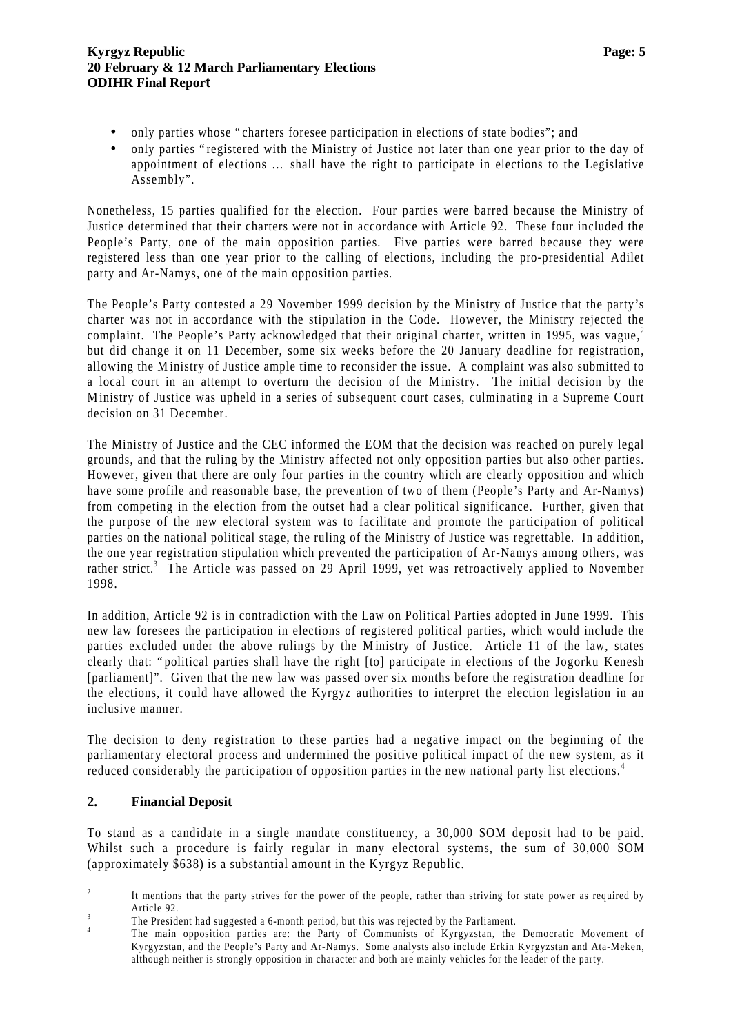- only parties whose "charters foresee participation in elections of state bodies"; and
- only parties "registered with the Ministry of Justice not later than one year prior to the day of appointment of elections ... shall have the right to participate in elections to the Legislative Assembly".

Nonetheless, 15 parties qualified for the election. Four parties were barred because the Ministry of Justice determined that their charters were not in accordance with Article 92. These four included the People's Party, one of the main opposition parties. Five parties were barred because they were registered less than one year prior to the calling of elections, including the pro-presidential Adilet party and Ar-Namys, one of the main opposition parties.

The People's Party contested a 29 November 1999 decision by the Ministry of Justice that the party's charter was not in accordance with the stipulation in the Code. However, the Ministry rejected the complaint. The People's Party acknowledged that their original charter, written in 1995, was vague,[2] but did change it on 11 December, some six weeks before the 20 January deadline for registration, allowing the Ministry of Justice ample time to reconsider the issue. A complaint was also submitted to a local court in an attempt to overturn the decision of the Ministry. The initial decision by the Ministry of Justice was upheld in a series of subsequent court cases, culminating in a Supreme Court decision on 31 December.

The Ministry of Justice and the CEC informed the EOM that the decision was reached on purely legal grounds, and that the ruling by the Ministry affected not only opposition parties but also other parties. However, given that there are only four parties in the country which are clearly opposition and which have some profile and reasonable base, the prevention of two of them (People's Party and Ar-Namys) from competing in the election from the outset had a clear political significance. Further, given that the purpose of the new electoral system was to facilitate and promote the participation of political parties on the national political stage, the ruling of the Ministry of Justice was regrettable. In addition, the one year registration stipulation which prevented the participation of Ar-Namys among others, was rather strict.[3] The Article was passed on 29 April 1999, yet was retroactively applied to November 1998.

In addition, Article 92 is in contradiction with the Law on Political Parties adopted in June 1999. This new law foresees the participation in elections of registered political parties, which would include the parties excluded under the above rulings by the Ministry of Justice. Article 11 of the law, states clearly that: "political parties shall have the right [to] participate in elections of the Jogorku Kenesh [parliament]". Given that the new law was passed over six months before the registration deadline for the elections, it could have allowed the Kyrgyz authorities to interpret the election legislation in an inclusive manner.

The decision to deny registration to these parties had a negative impact on the beginning of the parliamentary electoral process and undermined the positive political impact of the new system, as it reduced considerably the participation of opposition parties in the new national party list elections.[4]

## 2. Financial Deposit

To stand as a candidate in a single mandate constituency, a 30,000 SOM deposit had to be paid. Whilst such a procedure is fairly regular in many electoral systems, the sum of 30,000 SOM (approximately $638) is a substantial amount in the Kyrgyz Republic.

---

[2] It mentions that the party strives for the power of the people, rather than striving for state power as required by Article 92.

[3] The President had suggested a 6-month period, but this was rejected by the Parliament.

[4] The main opposition parties are: the Party of Communists of Kyrgyzstan, the Democratic Movement of Kyrgyzstan, and the People's Party and Ar-Namys. Some analysts also include Erkin Kyrgyzstan and Ata-Meken, although neither is strongly opposition in character and both are mainly vehicles for the leader of the party.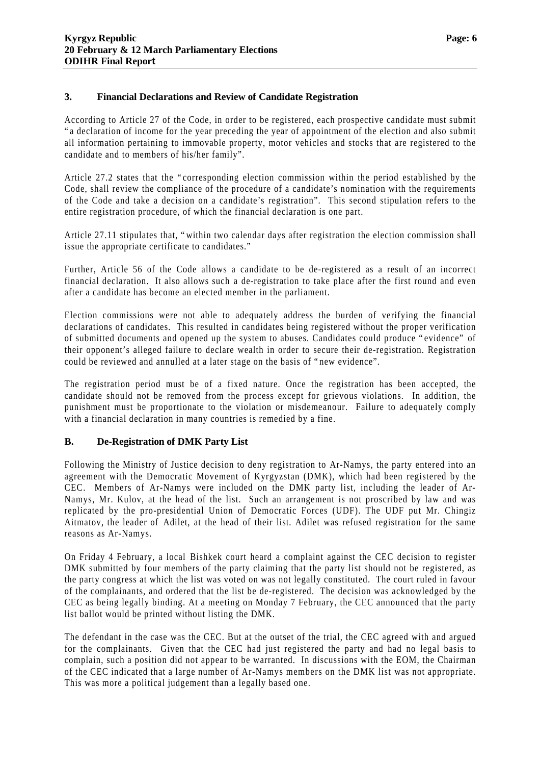### 3. Financial Declarations and Review of Candidate Registration

According to Article 27 of the Code, in order to be registered, each prospective candidate must submit "a declaration of income for the year preceding the year of appointment of the election and also submit all information pertaining to immovable property, motor vehicles and stocks that are registered to the candidate and to members of his/her family".

Article 27.2 states that the "corresponding election commission within the period established by the Code, shall review the compliance of the procedure of a candidate's nomination with the requirements of the Code and take a decision on a candidate's registration". This second stipulation refers to the entire registration procedure, of which the financial declaration is one part.

Article 27.11 stipulates that, "within two calendar days after registration the election commission shall issue the appropriate certificate to candidates."

Further, Article 56 of the Code allows a candidate to be de-registered as a result of an incorrect financial declaration. It also allows such a de-registration to take place after the first round and even after a candidate has become an elected member in the parliament.

Election commissions were not able to adequately address the burden of verifying the financial declarations of candidates. This resulted in candidates being registered without the proper verification of submitted documents and opened up the system to abuses. Candidates could produce "evidence" of their opponent's alleged failure to declare wealth in order to secure their de-registration. Registration could be reviewed and annulled at a later stage on the basis of "new evidence".

The registration period must be of a fixed nature. Once the registration has been accepted, the candidate should not be removed from the process except for grievous violations. In addition, the punishment must be proportionate to the violation or misdemeanour. Failure to adequately comply with a financial declaration in many countries is remedied by a fine.

## B. De-Registration of DMK Party List

Following the Ministry of Justice decision to deny registration to Ar-Namys, the party entered into an agreement with the Democratic Movement of Kyrgyzstan (DMK), which had been registered by the CEC. Members of Ar-Namys were included on the DMK party list, including the leader of Ar-Namys, Mr. Kulov, at the head of the list. Such an arrangement is not proscribed by law and was replicated by the pro-presidential Union of Democratic Forces (UDF). The UDF put Mr. Chingiz Aitmatov, the leader of Adilet, at the head of their list. Adilet was refused registration for the same reasons as Ar-Namys.

On Friday 4 February, a local Bishkek court heard a complaint against the CEC decision to register DMK submitted by four members of the party claiming that the party list should not be registered, as the party congress at which the list was voted on was not legally constituted. The court ruled in favour of the complainants, and ordered that the list be de-registered. The decision was acknowledged by the CEC as being legally binding. At a meeting on Monday 7 February, the CEC announced that the party list ballot would be printed without listing the DMK.

The defendant in the case was the CEC. But at the outset of the trial, the CEC agreed with and argued for the complainants. Given that the CEC had just registered the party and had no legal basis to complain, such a position did not appear to be warranted. In discussions with the EOM, the Chairman of the CEC indicated that a large number of Ar-Namys members on the DMK list was not appropriate. This was more a political judgement than a legally based one.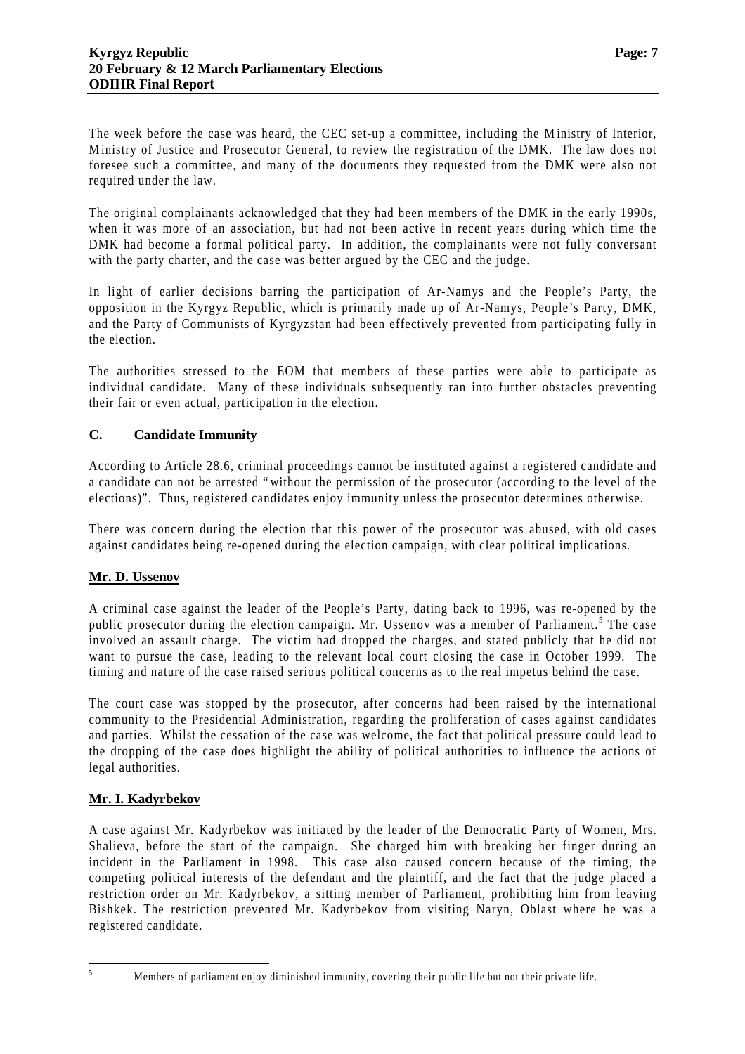The week before the case was heard, the CEC set-up a committee, including the Ministry of Interior, Ministry of Justice and Prosecutor General, to review the registration of the DMK. The law does not foresee such a committee, and many of the documents they requested from the DMK were also not required under the law.

The original complainants acknowledged that they had been members of the DMK in the early 1990s, when it was more of an association, but had not been active in recent years during which time the DMK had become a formal political party. In addition, the complainants were not fully conversant with the party charter, and the case was better argued by the CEC and the judge.

In light of earlier decisions barring the participation of Ar-Namys and the People's Party, the opposition in the Kyrgyz Republic, which is primarily made up of Ar-Namys, People's Party, DMK, and the Party of Communists of Kyrgyzstan had been effectively prevented from participating fully in the election.

The authorities stressed to the EOM that members of these parties were able to participate as individual candidate. Many of these individuals subsequently ran into further obstacles preventing their fair or even actual, participation in the election.

### C. Candidate Immunity

According to Article 28.6, criminal proceedings cannot be instituted against a registered candidate and a candidate can not be arrested "without the permission of the prosecutor (according to the level of the elections)". Thus, registered candidates enjoy immunity unless the prosecutor determines otherwise.

There was concern during the election that this power of the prosecutor was abused, with old cases against candidates being re-opened during the election campaign, with clear political implications.

**Mr. D. Ussenov**

A criminal case against the leader of the People's Party, dating back to 1996, was re-opened by the public prosecutor during the election campaign. Mr. Ussenov was a member of Parliament.[5] The case involved an assault charge. The victim had dropped the charges, and stated publicly that he did not want to pursue the case, leading to the relevant local court closing the case in October 1999. The timing and nature of the case raised serious political concerns as to the real impetus behind the case.

The court case was stopped by the prosecutor, after concerns had been raised by the international community to the Presidential Administration, regarding the proliferation of cases against candidates and parties. Whilst the cessation of the case was welcome, the fact that political pressure could lead to the dropping of the case does highlight the ability of political authorities to influence the actions of legal authorities.

**Mr. I. Kadyrbekov**

A case against Mr. Kadyrbekov was initiated by the leader of the Democratic Party of Women, Mrs. Shalieva, before the start of the campaign. She charged him with breaking her finger during an incident in the Parliament in 1998. This case also caused concern because of the timing, the competing political interests of the defendant and the plaintiff, and the fact that the judge placed a restriction order on Mr. Kadyrbekov, a sitting member of Parliament, prohibiting him from leaving Bishkek. The restriction prevented Mr. Kadyrbekov from visiting Naryn, Oblast where he was a registered candidate.

---

[5] Members of parliament enjoy diminished immunity, covering their public life but not their private life.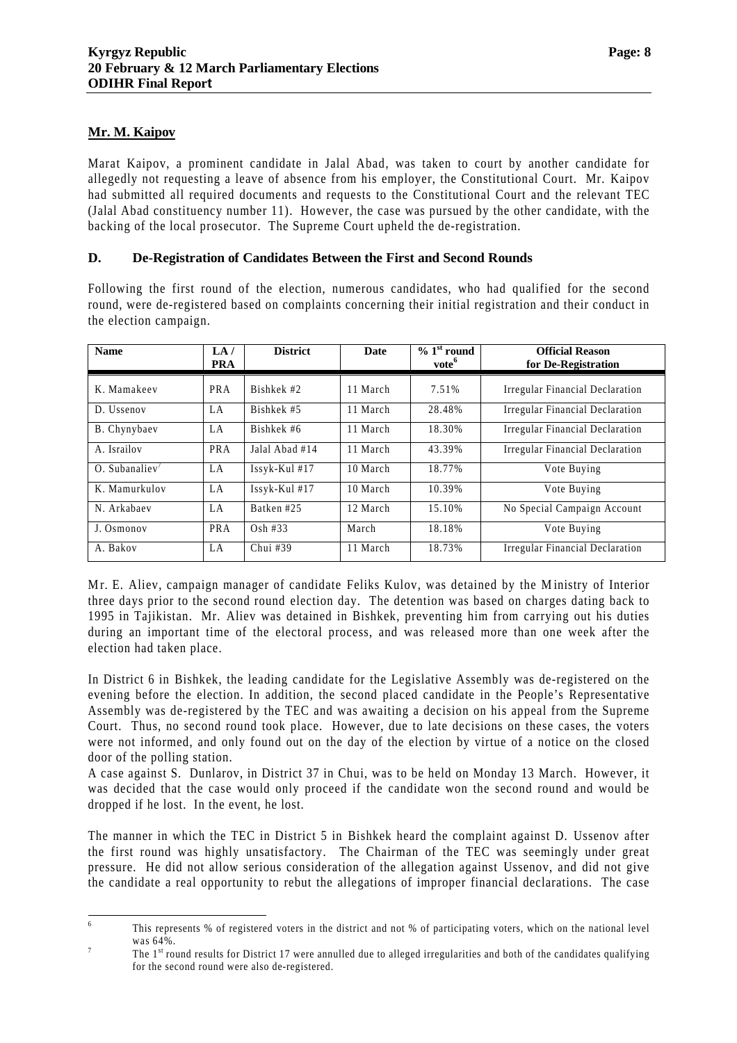**Mr. M. Kaipov**

Marat Kaipov, a prominent candidate in Jalal Abad, was taken to court by another candidate for allegedly not requesting a leave of absence from his employer, the Constitutional Court. Mr. Kaipov had submitted all required documents and requests to the Constitutional Court and the relevant TEC (Jalal Abad constituency number 11). However, the case was pursued by the other candidate, with the backing of the local prosecutor. The Supreme Court upheld the de-registration.

### D. De-Registration of Candidates Between the First and Second Rounds

Following the first round of the election, numerous candidates, who had qualified for the second round, were de-registered based on complaints concerning their initial registration and their conduct in the election campaign.

| Name | LA / PRA | District | Date | % 1st round vote[6] | Official Reason for De-Registration |
|---|---|---|---|---|---|
| K. Mamakeev | PRA | Bishkek #2 | 11 March | 7.51% | Irregular Financial Declaration |
| D. Ussenov | LA | Bishkek #5 | 11 March | 28.48% | Irregular Financial Declaration |
| B. Chynybaev | LA | Bishkek #6 | 11 March | 18.30% | Irregular Financial Declaration |
| A. Israilov | PRA | Jalal Abad #14 | 11 March | 43.39% | Irregular Financial Declaration |
| O. Subanaliev[7] | LA | Issyk-Kul #17 | 10 March | 18.77% | Vote Buying |
| K. Mamurkulov | LA | Issyk-Kul #17 | 10 March | 10.39% | Vote Buying |
| N. Arkabaev | LA | Batken #25 | 12 March | 15.10% | No Special Campaign Account |
| J. Osmonov | PRA | Osh #33 | March | 18.18% | Vote Buying |
| A. Bakov | LA | Chui #39 | 11 March | 18.73% | Irregular Financial Declaration |

Mr. E. Aliev, campaign manager of candidate Feliks Kulov, was detained by the Ministry of Interior three days prior to the second round election day. The detention was based on charges dating back to 1995 in Tajikistan. Mr. Aliev was detained in Bishkek, preventing him from carrying out his duties during an important time of the electoral process, and was released more than one week after the election had taken place.

In District 6 in Bishkek, the leading candidate for the Legislative Assembly was de-registered on the evening before the election. In addition, the second placed candidate in the People's Representative Assembly was de-registered by the TEC and was awaiting a decision on his appeal from the Supreme Court. Thus, no second round took place. However, due to late decisions on these cases, the voters were not informed, and only found out on the day of the election by virtue of a notice on the closed door of the polling station.

A case against S. Dunlarov, in District 37 in Chui, was to be held on Monday 13 March. However, it was decided that the case would only proceed if the candidate won the second round and would be dropped if he lost. In the event, he lost.

The manner in which the TEC in District 5 in Bishkek heard the complaint against D. Ussenov after the first round was highly unsatisfactory. The Chairman of the TEC was seemingly under great pressure. He did not allow serious consideration of the allegation against Ussenov, and did not give the candidate a real opportunity to rebut the allegations of improper financial declarations. The case

---

[6] This represents % of registered voters in the district and not % of participating voters, which on the national level was 64%.

[7] The 1st round results for District 17 were annulled due to alleged irregularities and both of the candidates qualifying for the second round were also de-registered.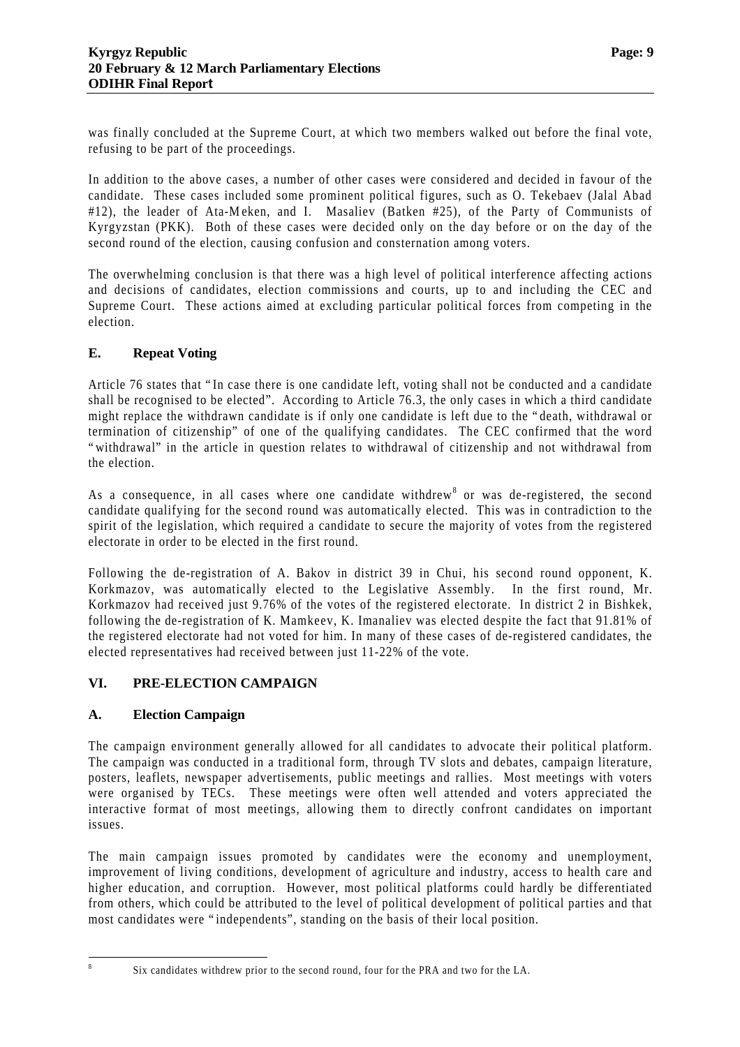was finally concluded at the Supreme Court, at which two members walked out before the final vote, refusing to be part of the proceedings.

In addition to the above cases, a number of other cases were considered and decided in favour of the candidate. These cases included some prominent political figures, such as O. Tekebaev (Jalal Abad #12), the leader of Ata-Meken, and I. Masaliev (Batken #25), of the Party of Communists of Kyrgyzstan (PKK). Both of these cases were decided only on the day before or on the day of the second round of the election, causing confusion and consternation among voters.

The overwhelming conclusion is that there was a high level of political interference affecting actions and decisions of candidates, election commissions and courts, up to and including the CEC and Supreme Court. These actions aimed at excluding particular political forces from competing in the election.

### E. Repeat Voting

Article 76 states that "In case there is one candidate left, voting shall not be conducted and a candidate shall be recognised to be elected". According to Article 76.3, the only cases in which a third candidate might replace the withdrawn candidate is if only one candidate is left due to the "death, withdrawal or termination of citizenship" of one of the qualifying candidates. The CEC confirmed that the word "withdrawal" in the article in question relates to withdrawal of citizenship and not withdrawal from the election.

As a consequence, in all cases where one candidate withdrew[8] or was de-registered, the second candidate qualifying for the second round was automatically elected. This was in contradiction to the spirit of the legislation, which required a candidate to secure the majority of votes from the registered electorate in order to be elected in the first round.

Following the de-registration of A. Bakov in district 39 in Chui, his second round opponent, K. Korkmazov, was automatically elected to the Legislative Assembly. In the first round, Mr. Korkmazov had received just 9.76% of the votes of the registered electorate. In district 2 in Bishkek, following the de-registration of K. Mamkeev, K. Imanaliev was elected despite the fact that 91.81% of the registered electorate had not voted for him. In many of these cases of de-registered candidates, the elected representatives had received between just 11-22% of the vote.

## VI. PRE-ELECTION CAMPAIGN

### A. Election Campaign

The campaign environment generally allowed for all candidates to advocate their political platform. The campaign was conducted in a traditional form, through TV slots and debates, campaign literature, posters, leaflets, newspaper advertisements, public meetings and rallies. Most meetings with voters were organised by TECs. These meetings were often well attended and voters appreciated the interactive format of most meetings, allowing them to directly confront candidates on important issues.

The main campaign issues promoted by candidates were the economy and unemployment, improvement of living conditions, development of agriculture and industry, access to health care and higher education, and corruption. However, most political platforms could hardly be differentiated from others, which could be attributed to the level of political development of political parties and that most candidates were "independents", standing on the basis of their local position.

[8] Six candidates withdrew prior to the second round, four for the PRA and two for the LA.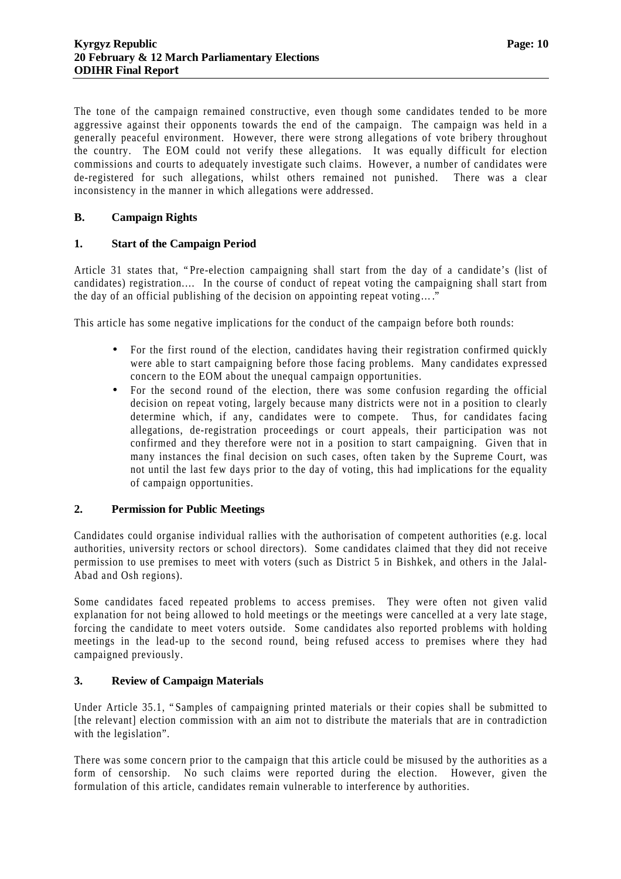The tone of the campaign remained constructive, even though some candidates tended to be more aggressive against their opponents towards the end of the campaign. The campaign was held in a generally peaceful environment. However, there were strong allegations of vote bribery throughout the country. The EOM could not verify these allegations. It was equally difficult for election commissions and courts to adequately investigate such claims. However, a number of candidates were de-registered for such allegations, whilst others remained not punished. There was a clear inconsistency in the manner in which allegations were addressed.

### B. Campaign Rights

#### 1. Start of the Campaign Period

Article 31 states that, "Pre-election campaigning shall start from the day of a candidate's (list of candidates) registration…. In the course of conduct of repeat voting the campaigning shall start from the day of an official publishing of the decision on appointing repeat voting…."

This article has some negative implications for the conduct of the campaign before both rounds:

- For the first round of the election, candidates having their registration confirmed quickly were able to start campaigning before those facing problems. Many candidates expressed concern to the EOM about the unequal campaign opportunities.
- For the second round of the election, there was some confusion regarding the official decision on repeat voting, largely because many districts were not in a position to clearly determine which, if any, candidates were to compete. Thus, for candidates facing allegations, de-registration proceedings or court appeals, their participation was not confirmed and they therefore were not in a position to start campaigning. Given that in many instances the final decision on such cases, often taken by the Supreme Court, was not until the last few days prior to the day of voting, this had implications for the equality of campaign opportunities.

#### 2. Permission for Public Meetings

Candidates could organise individual rallies with the authorisation of competent authorities (e.g. local authorities, university rectors or school directors). Some candidates claimed that they did not receive permission to use premises to meet with voters (such as District 5 in Bishkek, and others in the Jalal-Abad and Osh regions).

Some candidates faced repeated problems to access premises. They were often not given valid explanation for not being allowed to hold meetings or the meetings were cancelled at a very late stage, forcing the candidate to meet voters outside. Some candidates also reported problems with holding meetings in the lead-up to the second round, being refused access to premises where they had campaigned previously.

#### 3. Review of Campaign Materials

Under Article 35.1, "Samples of campaigning printed materials or their copies shall be submitted to [the relevant] election commission with an aim not to distribute the materials that are in contradiction with the legislation".

There was some concern prior to the campaign that this article could be misused by the authorities as a form of censorship. No such claims were reported during the election. However, given the formulation of this article, candidates remain vulnerable to interference by authorities.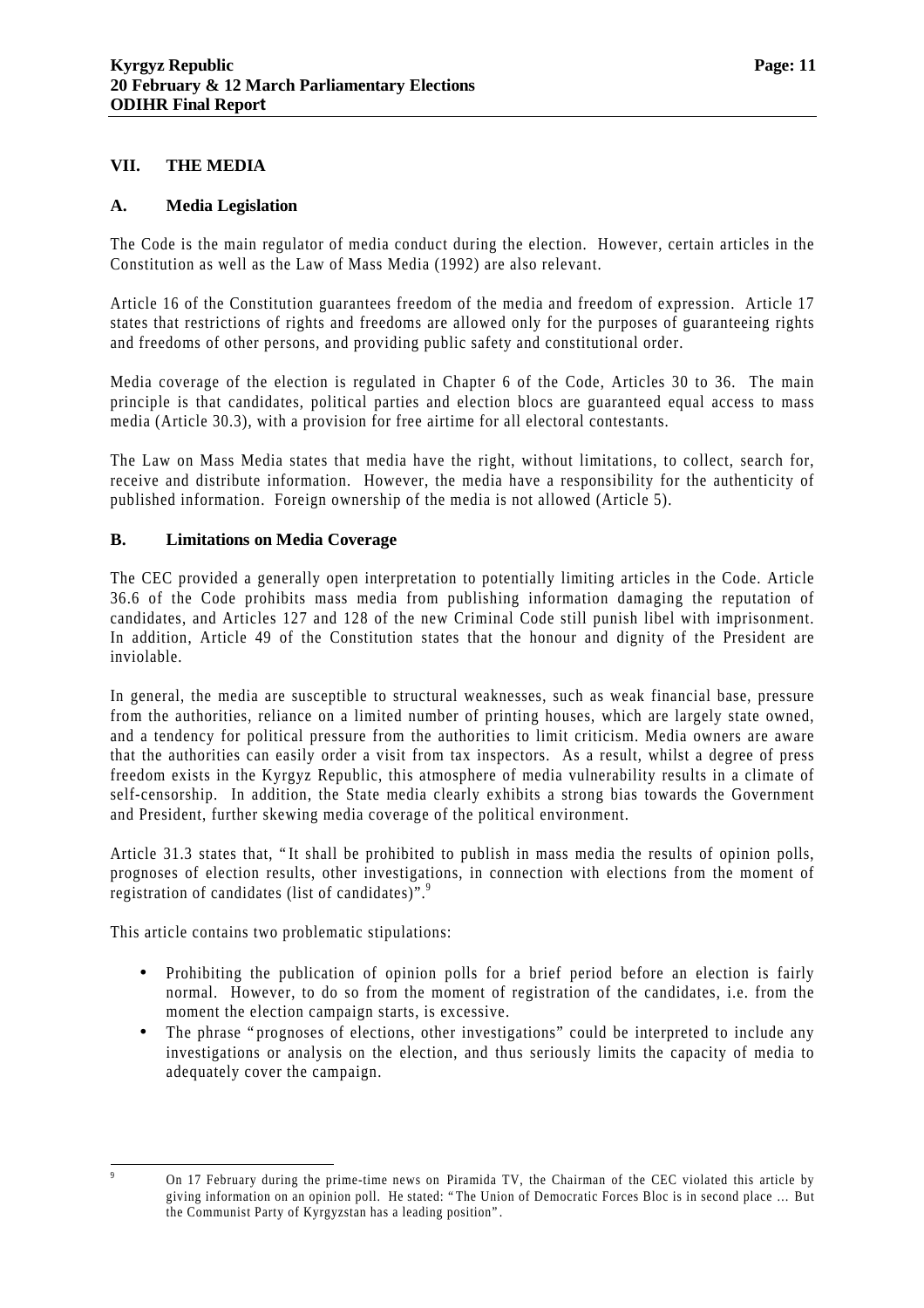## VII. THE MEDIA

### A. Media Legislation

The Code is the main regulator of media conduct during the election. However, certain articles in the Constitution as well as the Law of Mass Media (1992) are also relevant.

Article 16 of the Constitution guarantees freedom of the media and freedom of expression. Article 17 states that restrictions of rights and freedoms are allowed only for the purposes of guaranteeing rights and freedoms of other persons, and providing public safety and constitutional order.

Media coverage of the election is regulated in Chapter 6 of the Code, Articles 30 to 36. The main principle is that candidates, political parties and election blocs are guaranteed equal access to mass media (Article 30.3), with a provision for free airtime for all electoral contestants.

The Law on Mass Media states that media have the right, without limitations, to collect, search for, receive and distribute information. However, the media have a responsibility for the authenticity of published information. Foreign ownership of the media is not allowed (Article 5).

### B. Limitations on Media Coverage

The CEC provided a generally open interpretation to potentially limiting articles in the Code. Article 36.6 of the Code prohibits mass media from publishing information damaging the reputation of candidates, and Articles 127 and 128 of the new Criminal Code still punish libel with imprisonment. In addition, Article 49 of the Constitution states that the honour and dignity of the President are inviolable.

In general, the media are susceptible to structural weaknesses, such as weak financial base, pressure from the authorities, reliance on a limited number of printing houses, which are largely state owned, and a tendency for political pressure from the authorities to limit criticism. Media owners are aware that the authorities can easily order a visit from tax inspectors. As a result, whilst a degree of press freedom exists in the Kyrgyz Republic, this atmosphere of media vulnerability results in a climate of self-censorship. In addition, the State media clearly exhibits a strong bias towards the Government and President, further skewing media coverage of the political environment.

Article 31.3 states that, "It shall be prohibited to publish in mass media the results of opinion polls, prognoses of election results, other investigations, in connection with elections from the moment of registration of candidates (list of candidates)".[9]

This article contains two problematic stipulations:

- Prohibiting the publication of opinion polls for a brief period before an election is fairly normal. However, to do so from the moment of registration of the candidates, i.e. from the moment the election campaign starts, is excessive.
- The phrase "prognoses of elections, other investigations" could be interpreted to include any investigations or analysis on the election, and thus seriously limits the capacity of media to adequately cover the campaign.

---

[9] On 17 February during the prime-time news on Piramida TV, the Chairman of the CEC violated this article by giving information on an opinion poll. He stated: "The Union of Democratic Forces Bloc is in second place … But the Communist Party of Kyrgyzstan has a leading position".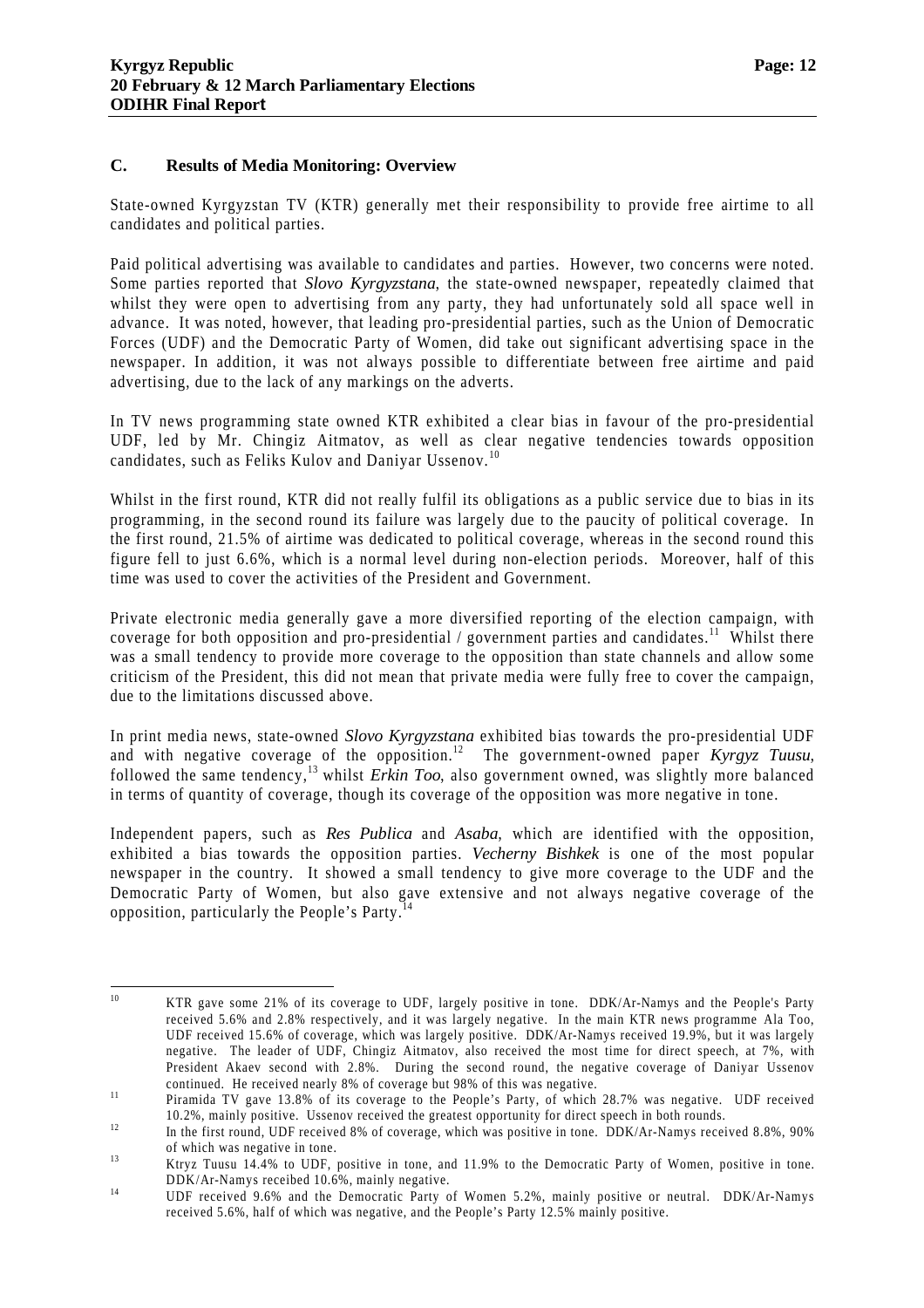### C. Results of Media Monitoring: Overview

State-owned Kyrgyzstan TV (KTR) generally met their responsibility to provide free airtime to all candidates and political parties.

Paid political advertising was available to candidates and parties. However, two concerns were noted. Some parties reported that *Slovo Kyrgyzstana*, the state-owned newspaper, repeatedly claimed that whilst they were open to advertising from any party, they had unfortunately sold all space well in advance. It was noted, however, that leading pro-presidential parties, such as the Union of Democratic Forces (UDF) and the Democratic Party of Women, did take out significant advertising space in the newspaper. In addition, it was not always possible to differentiate between free airtime and paid advertising, due to the lack of any markings on the adverts.

In TV news programming state owned KTR exhibited a clear bias in favour of the pro-presidential UDF, led by Mr. Chingiz Aitmatov, as well as clear negative tendencies towards opposition candidates, such as Feliks Kulov and Daniyar Ussenov.[10]

Whilst in the first round, KTR did not really fulfil its obligations as a public service due to bias in its programming, in the second round its failure was largely due to the paucity of political coverage. In the first round, 21.5% of airtime was dedicated to political coverage, whereas in the second round this figure fell to just 6.6%, which is a normal level during non-election periods. Moreover, half of this time was used to cover the activities of the President and Government.

Private electronic media generally gave a more diversified reporting of the election campaign, with coverage for both opposition and pro-presidential / government parties and candidates.[11] Whilst there was a small tendency to provide more coverage to the opposition than state channels and allow some criticism of the President, this did not mean that private media were fully free to cover the campaign, due to the limitations discussed above.

In print media news, state-owned *Slovo Kyrgyzstana* exhibited bias towards the pro-presidential UDF and with negative coverage of the opposition.[12] The government-owned paper *Kyrgyz Tuusu*, followed the same tendency,[13] whilst *Erkin Too*, also government owned, was slightly more balanced in terms of quantity of coverage, though its coverage of the opposition was more negative in tone.

Independent papers, such as *Res Publica* and *Asaba*, which are identified with the opposition, exhibited a bias towards the opposition parties. *Vecherny Bishkek* is one of the most popular newspaper in the country. It showed a small tendency to give more coverage to the UDF and the Democratic Party of Women, but also gave extensive and not always negative coverage of the opposition, particularly the People's Party.[14]

---

[10] KTR gave some 21% of its coverage to UDF, largely positive in tone. DDK/Ar-Namys and the People's Party received 5.6% and 2.8% respectively, and it was largely negative. In the main KTR news programme Ala Too, UDF received 15.6% of coverage, which was largely positive. DDK/Ar-Namys received 19.9%, but it was largely negative. The leader of UDF, Chingiz Aitmatov, also received the most time for direct speech, at 7%, with President Akaev second with 2.8%. During the second round, the negative coverage of Daniyar Ussenov continued. He received nearly 8% of coverage but 98% of this was negative.

[11] Piramida TV gave 13.8% of its coverage to the People's Party, of which 28.7% was negative. UDF received 10.2%, mainly positive. Ussenov received the greatest opportunity for direct speech in both rounds.

[12] In the first round, UDF received 8% of coverage, which was positive in tone. DDK/Ar-Namys received 8.8%, 90% of which was negative in tone.

[13] Ktryz Tuusu 14.4% to UDF, positive in tone, and 11.9% to the Democratic Party of Women, positive in tone. DDK/Ar-Namys receibed 10.6%, mainly negative.

[14] UDF received 9.6% and the Democratic Party of Women 5.2%, mainly positive or neutral. DDK/Ar-Namys received 5.6%, half of which was negative, and the People's Party 12.5% mainly positive.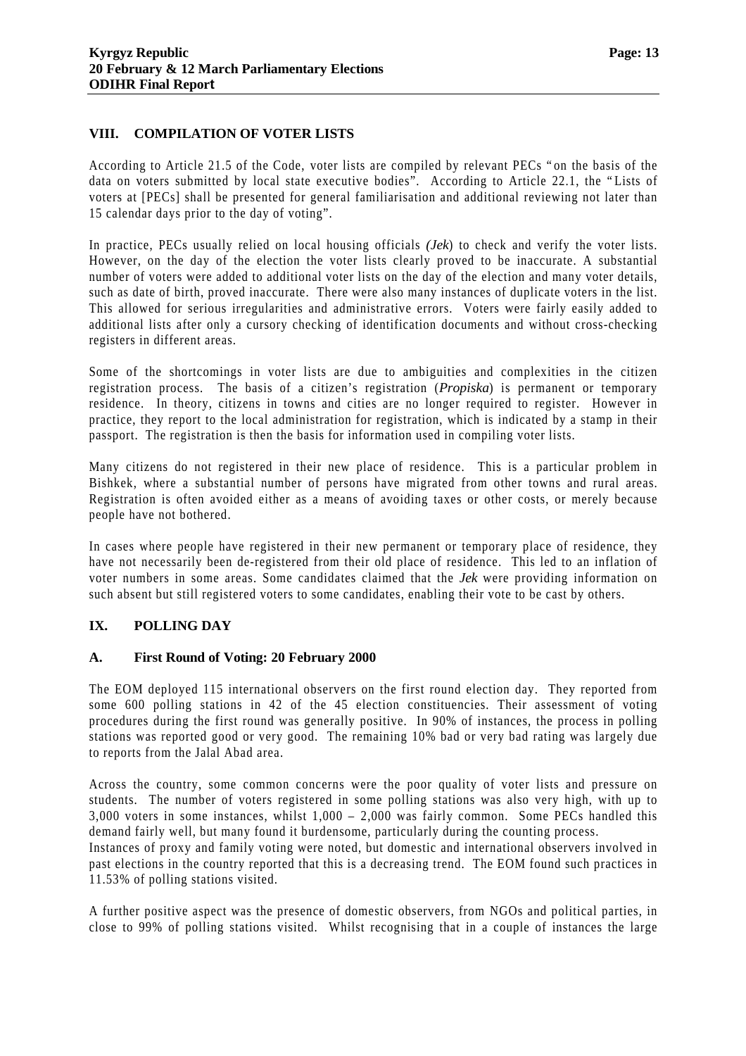## VIII. COMPILATION OF VOTER LISTS

According to Article 21.5 of the Code, voter lists are compiled by relevant PECs "on the basis of the data on voters submitted by local state executive bodies". According to Article 22.1, the "Lists of voters at [PECs] shall be presented for general familiarisation and additional reviewing not later than 15 calendar days prior to the day of voting".

In practice, PECs usually relied on local housing officials *(Jek*) to check and verify the voter lists. However, on the day of the election the voter lists clearly proved to be inaccurate. A substantial number of voters were added to additional voter lists on the day of the election and many voter details, such as date of birth, proved inaccurate. There were also many instances of duplicate voters in the list. This allowed for serious irregularities and administrative errors. Voters were fairly easily added to additional lists after only a cursory checking of identification documents and without cross-checking registers in different areas.

Some of the shortcomings in voter lists are due to ambiguities and complexities in the citizen registration process. The basis of a citizen's registration (*Propiska*) is permanent or temporary residence. In theory, citizens in towns and cities are no longer required to register. However in practice, they report to the local administration for registration, which is indicated by a stamp in their passport. The registration is then the basis for information used in compiling voter lists.

Many citizens do not registered in their new place of residence. This is a particular problem in Bishkek, where a substantial number of persons have migrated from other towns and rural areas. Registration is often avoided either as a means of avoiding taxes or other costs, or merely because people have not bothered.

In cases where people have registered in their new permanent or temporary place of residence, they have not necessarily been de-registered from their old place of residence. This led to an inflation of voter numbers in some areas. Some candidates claimed that the *Jek* were providing information on such absent but still registered voters to some candidates, enabling their vote to be cast by others.

## IX. POLLING DAY

### A. First Round of Voting: 20 February 2000

The EOM deployed 115 international observers on the first round election day. They reported from some 600 polling stations in 42 of the 45 election constituencies. Their assessment of voting procedures during the first round was generally positive. In 90% of instances, the process in polling stations was reported good or very good. The remaining 10% bad or very bad rating was largely due to reports from the Jalal Abad area.

Across the country, some common concerns were the poor quality of voter lists and pressure on students. The number of voters registered in some polling stations was also very high, with up to 3,000 voters in some instances, whilst 1,000 – 2,000 was fairly common. Some PECs handled this demand fairly well, but many found it burdensome, particularly during the counting process.
Instances of proxy and family voting were noted, but domestic and international observers involved in past elections in the country reported that this is a decreasing trend. The EOM found such practices in 11.53% of polling stations visited.

A further positive aspect was the presence of domestic observers, from NGOs and political parties, in close to 99% of polling stations visited. Whilst recognising that in a couple of instances the large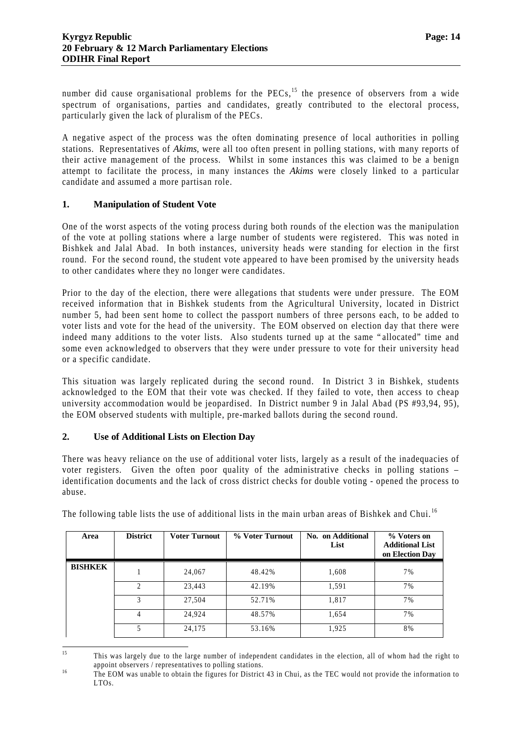number did cause organisational problems for the PECs,[15] the presence of observers from a wide spectrum of organisations, parties and candidates, greatly contributed to the electoral process, particularly given the lack of pluralism of the PECs.

A negative aspect of the process was the often dominating presence of local authorities in polling stations. Representatives of *Akims*, were all too often present in polling stations, with many reports of their active management of the process. Whilst in some instances this was claimed to be a benign attempt to facilitate the process, in many instances the *Akims* were closely linked to a particular candidate and assumed a more partisan role.

## 1. Manipulation of Student Vote

One of the worst aspects of the voting process during both rounds of the election was the manipulation of the vote at polling stations where a large number of students were registered. This was noted in Bishkek and Jalal Abad. In both instances, university heads were standing for election in the first round. For the second round, the student vote appeared to have been promised by the university heads to other candidates where they no longer were candidates.

Prior to the day of the election, there were allegations that students were under pressure. The EOM received information that in Bishkek students from the Agricultural University, located in District number 5, had been sent home to collect the passport numbers of three persons each, to be added to voter lists and vote for the head of the university. The EOM observed on election day that there were indeed many additions to the voter lists. Also students turned up at the same "allocated" time and some even acknowledged to observers that they were under pressure to vote for their university head or a specific candidate.

This situation was largely replicated during the second round. In District 3 in Bishkek, students acknowledged to the EOM that their vote was checked. If they failed to vote, then access to cheap university accommodation would be jeopardised. In District number 9 in Jalal Abad (PS #93,94, 95), the EOM observed students with multiple, pre-marked ballots during the second round.

## 2. Use of Additional Lists on Election Day

There was heavy reliance on the use of additional voter lists, largely as a result of the inadequacies of voter registers. Given the often poor quality of the administrative checks in polling stations – identification documents and the lack of cross district checks for double voting - opened the process to abuse.

The following table lists the use of additional lists in the main urban areas of Bishkek and Chui.[16]

| Area | District | Voter Turnout | % Voter Turnout | No. on Additional List | % Voters on Additional List on Election Day |
|---|---|---|---|---|---|
| **BISHKEK** | 1 | 24,067 | 48.42% | 1,608 | 7% |
| | 2 | 23,443 | 42.19% | 1,591 | 7% |
| | 3 | 27,504 | 52.71% | 1,817 | 7% |
| | 4 | 24,924 | 48.57% | 1,654 | 7% |
| | 5 | 24,175 | 53.16% | 1,925 | 8% |

[15] This was largely due to the large number of independent candidates in the election, all of whom had the right to appoint observers / representatives to polling stations.

[16] The EOM was unable to obtain the figures for District 43 in Chui, as the TEC would not provide the information to LTOs.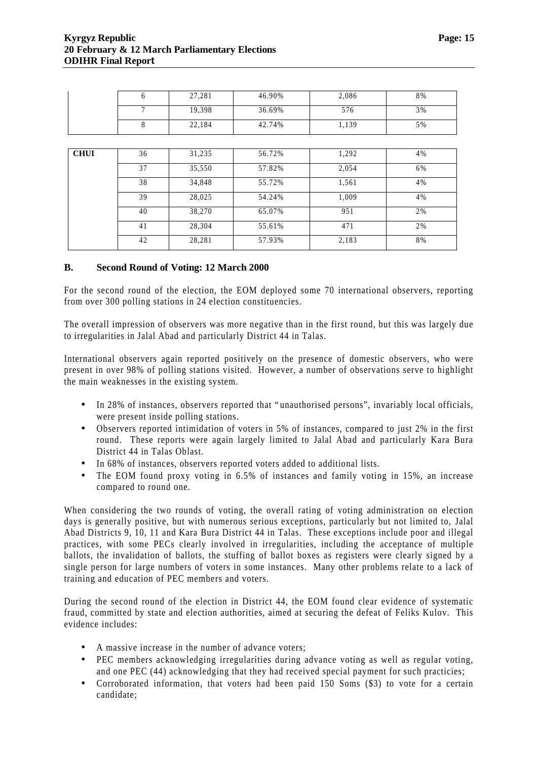| | | | | |
|---|---|---|---|---|
| | 6 | 27,281 | 46.90% | 2,086 | 8% |
| | 7 | 19,398 | 36.69% | 576 | 3% |
| | 8 | 22,184 | 42.74% | 1,139 | 5% |

| | | | | | |
|---|---|---|---|---|---|
| **CHUI** | 36 | 31,235 | 56.72% | 1,292 | 4% |
| | 37 | 35,550 | 57.82% | 2,054 | 6% |
| | 38 | 34,848 | 55.72% | 1,561 | 4% |
| | 39 | 28,025 | 54.24% | 1,009 | 4% |
| | 40 | 38,270 | 65.07% | 951 | 2% |
| | 41 | 28,304 | 55.61% | 471 | 2% |
| | 42 | 28,281 | 57.93% | 2,183 | 8% |

### B. Second Round of Voting: 12 March 2000

For the second round of the election, the EOM deployed some 70 international observers, reporting from over 300 polling stations in 24 election constituencies.

The overall impression of observers was more negative than in the first round, but this was largely due to irregularities in Jalal Abad and particularly District 44 in Talas.

International observers again reported positively on the presence of domestic observers, who were present in over 98% of polling stations visited. However, a number of observations serve to highlight the main weaknesses in the existing system.

- In 28% of instances, observers reported that "unauthorised persons", invariably local officials, were present inside polling stations.
- Observers reported intimidation of voters in 5% of instances, compared to just 2% in the first round. These reports were again largely limited to Jalal Abad and particularly Kara Bura District 44 in Talas Oblast.
- In 68% of instances, observers reported voters added to additional lists.
- The EOM found proxy voting in 6.5% of instances and family voting in 15%, an increase compared to round one.

When considering the two rounds of voting, the overall rating of voting administration on election days is generally positive, but with numerous serious exceptions, particularly but not limited to, Jalal Abad Districts 9, 10, 11 and Kara Bura District 44 in Talas. These exceptions include poor and illegal practices, with some PECs clearly involved in irregularities, including the acceptance of multiple ballots, the invalidation of ballots, the stuffing of ballot boxes as registers were clearly signed by a single person for large numbers of voters in some instances. Many other problems relate to a lack of training and education of PEC members and voters.

During the second round of the election in District 44, the EOM found clear evidence of systematic fraud, committed by state and election authorities, aimed at securing the defeat of Feliks Kulov. This evidence includes:

- A massive increase in the number of advance voters;
- PEC members acknowledging irregularities during advance voting as well as regular voting, and one PEC (44) acknowledging that they had received special payment for such practicies;
- Corroborated information, that voters had been paid 150 Soms ($3) to vote for a certain candidate;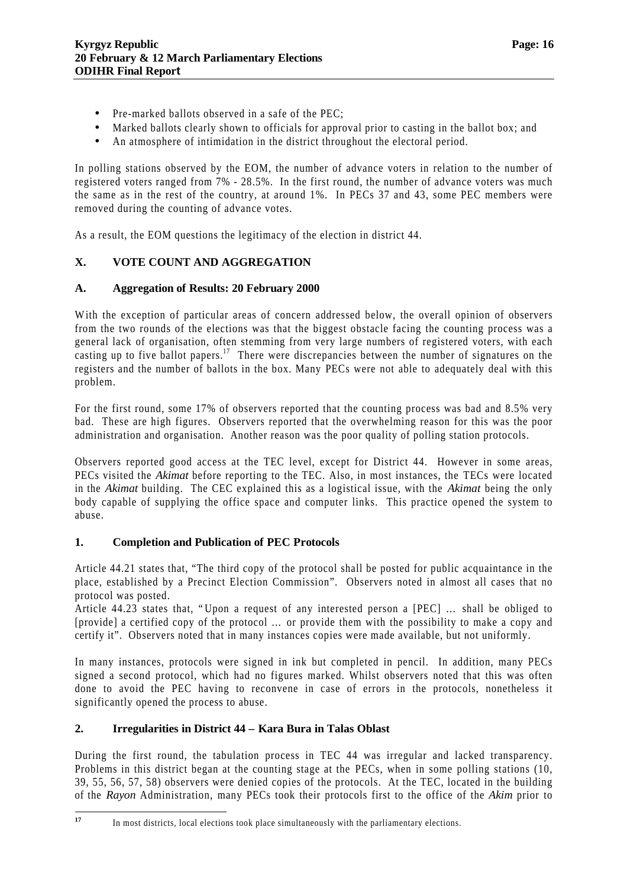- Pre-marked ballots observed in a safe of the PEC;
- Marked ballots clearly shown to officials for approval prior to casting in the ballot box; and
- An atmosphere of intimidation in the district throughout the electoral period.

In polling stations observed by the EOM, the number of advance voters in relation to the number of registered voters ranged from 7% - 28.5%. In the first round, the number of advance voters was much the same as in the rest of the country, at around 1%. In PECs 37 and 43, some PEC members were removed during the counting of advance votes.

As a result, the EOM questions the legitimacy of the election in district 44.

## X. VOTE COUNT AND AGGREGATION

### A. Aggregation of Results: 20 February 2000

With the exception of particular areas of concern addressed below, the overall opinion of observers from the two rounds of the elections was that the biggest obstacle facing the counting process was a general lack of organisation, often stemming from very large numbers of registered voters, with each casting up to five ballot papers.[17] There were discrepancies between the number of signatures on the registers and the number of ballots in the box. Many PECs were not able to adequately deal with this problem.

For the first round, some 17% of observers reported that the counting process was bad and 8.5% very bad. These are high figures. Observers reported that the overwhelming reason for this was the poor administration and organisation. Another reason was the poor quality of polling station protocols.

Observers reported good access at the TEC level, except for District 44. However in some areas, PECs visited the *Akimat* before reporting to the TEC. Also, in most instances, the TECs were located in the *Akimat* building. The CEC explained this as a logistical issue, with the *Akimat* being the only body capable of supplying the office space and computer links. This practice opened the system to abuse.

#### 1. Completion and Publication of PEC Protocols

Article 44.21 states that, "The third copy of the protocol shall be posted for public acquaintance in the place, established by a Precinct Election Commission". Observers noted in almost all cases that no protocol was posted.

Article 44.23 states that, "Upon a request of any interested person a [PEC] … shall be obliged to [provide] a certified copy of the protocol … or provide them with the possibility to make a copy and certify it". Observers noted that in many instances copies were made available, but not uniformly.

In many instances, protocols were signed in ink but completed in pencil. In addition, many PECs signed a second protocol, which had no figures marked. Whilst observers noted that this was often done to avoid the PEC having to reconvene in case of errors in the protocols, nonetheless it significantly opened the process to abuse.

#### 2. Irregularities in District 44 – Kara Bura in Talas Oblast

During the first round, the tabulation process in TEC 44 was irregular and lacked transparency. Problems in this district began at the counting stage at the PECs, when in some polling stations (10, 39, 55, 56, 57, 58) observers were denied copies of the protocols. At the TEC, located in the building of the *Rayon* Administration, many PECs took their protocols first to the office of the *Akim* prior to

[17] In most districts, local elections took place simultaneously with the parliamentary elections.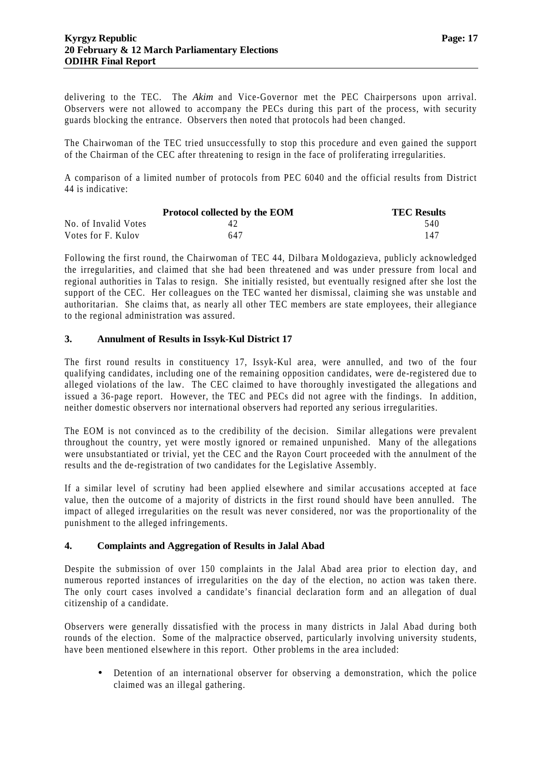delivering to the TEC. The *Akim* and Vice-Governor met the PEC Chairpersons upon arrival. Observers were not allowed to accompany the PECs during this part of the process, with security guards blocking the entrance. Observers then noted that protocols had been changed.

The Chairwoman of the TEC tried unsuccessfully to stop this procedure and even gained the support of the Chairman of the CEC after threatening to resign in the face of proliferating irregularities.

A comparison of a limited number of protocols from PEC 6040 and the official results from District 44 is indicative:

| | Protocol collected by the EOM | TEC Results |
|---|---|---|
| No. of Invalid Votes | 42 | 540 |
| Votes for F. Kulov | 647 | 147 |

Following the first round, the Chairwoman of TEC 44, Dilbara Moldogazieva, publicly acknowledged the irregularities, and claimed that she had been threatened and was under pressure from local and regional authorities in Talas to resign. She initially resisted, but eventually resigned after she lost the support of the CEC. Her colleagues on the TEC wanted her dismissal, claiming she was unstable and authoritarian. She claims that, as nearly all other TEC members are state employees, their allegiance to the regional administration was assured.

### 3. Annulment of Results in Issyk-Kul District 17

The first round results in constituency 17, Issyk-Kul area, were annulled, and two of the four qualifying candidates, including one of the remaining opposition candidates, were de-registered due to alleged violations of the law. The CEC claimed to have thoroughly investigated the allegations and issued a 36-page report. However, the TEC and PECs did not agree with the findings. In addition, neither domestic observers nor international observers had reported any serious irregularities.

The EOM is not convinced as to the credibility of the decision. Similar allegations were prevalent throughout the country, yet were mostly ignored or remained unpunished. Many of the allegations were unsubstantiated or trivial, yet the CEC and the Rayon Court proceeded with the annulment of the results and the de-registration of two candidates for the Legislative Assembly.

If a similar level of scrutiny had been applied elsewhere and similar accusations accepted at face value, then the outcome of a majority of districts in the first round should have been annulled. The impact of alleged irregularities on the result was never considered, nor was the proportionality of the punishment to the alleged infringements.

### 4. Complaints and Aggregation of Results in Jalal Abad

Despite the submission of over 150 complaints in the Jalal Abad area prior to election day, and numerous reported instances of irregularities on the day of the election, no action was taken there. The only court cases involved a candidate's financial declaration form and an allegation of dual citizenship of a candidate.

Observers were generally dissatisfied with the process in many districts in Jalal Abad during both rounds of the election. Some of the malpractice observed, particularly involving university students, have been mentioned elsewhere in this report. Other problems in the area included:

- Detention of an international observer for observing a demonstration, which the police claimed was an illegal gathering.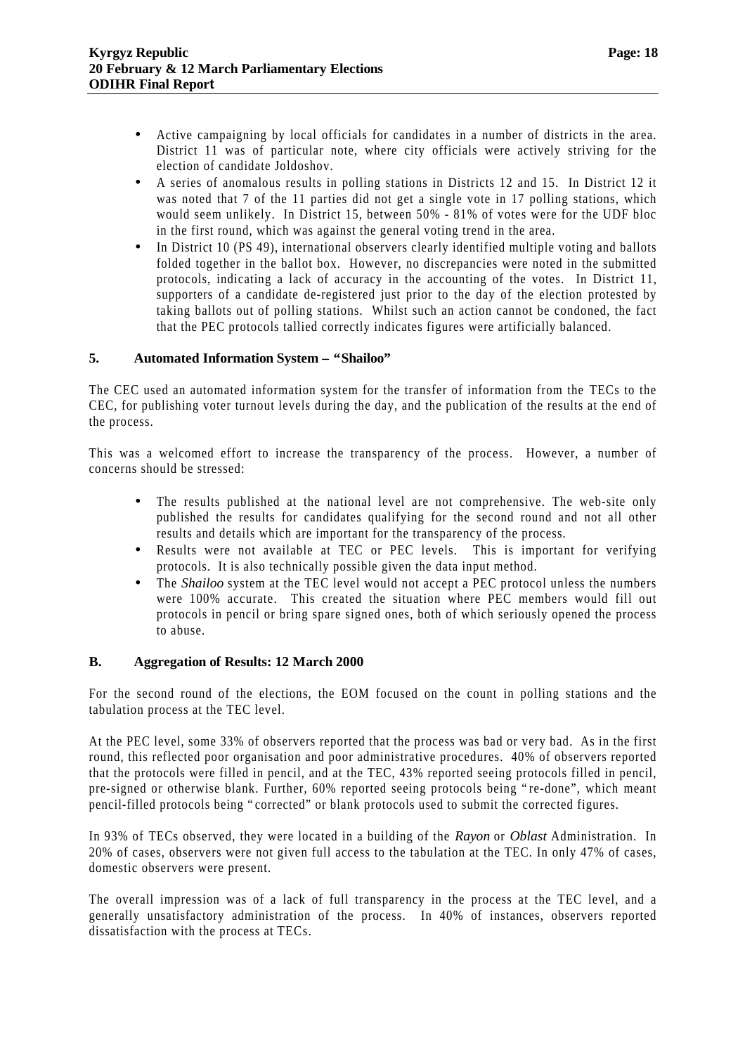- Active campaigning by local officials for candidates in a number of districts in the area. District 11 was of particular note, where city officials were actively striving for the election of candidate Joldoshov.
- A series of anomalous results in polling stations in Districts 12 and 15. In District 12 it was noted that 7 of the 11 parties did not get a single vote in 17 polling stations, which would seem unlikely. In District 15, between 50% - 81% of votes were for the UDF bloc in the first round, which was against the general voting trend in the area.
- In District 10 (PS 49), international observers clearly identified multiple voting and ballots folded together in the ballot box. However, no discrepancies were noted in the submitted protocols, indicating a lack of accuracy in the accounting of the votes. In District 11, supporters of a candidate de-registered just prior to the day of the election protested by taking ballots out of polling stations. Whilst such an action cannot be condoned, the fact that the PEC protocols tallied correctly indicates figures were artificially balanced.

### 5. Automated Information System – "Shailoo"

The CEC used an automated information system for the transfer of information from the TECs to the CEC, for publishing voter turnout levels during the day, and the publication of the results at the end of the process.

This was a welcomed effort to increase the transparency of the process. However, a number of concerns should be stressed:

- The results published at the national level are not comprehensive. The web-site only published the results for candidates qualifying for the second round and not all other results and details which are important for the transparency of the process.
- Results were not available at TEC or PEC levels. This is important for verifying protocols. It is also technically possible given the data input method.
- The *Shailoo* system at the TEC level would not accept a PEC protocol unless the numbers were 100% accurate. This created the situation where PEC members would fill out protocols in pencil or bring spare signed ones, both of which seriously opened the process to abuse.

## B. Aggregation of Results: 12 March 2000

For the second round of the elections, the EOM focused on the count in polling stations and the tabulation process at the TEC level.

At the PEC level, some 33% of observers reported that the process was bad or very bad. As in the first round, this reflected poor organisation and poor administrative procedures. 40% of observers reported that the protocols were filled in pencil, and at the TEC, 43% reported seeing protocols filled in pencil, pre-signed or otherwise blank. Further, 60% reported seeing protocols being "re-done", which meant pencil-filled protocols being "corrected" or blank protocols used to submit the corrected figures.

In 93% of TECs observed, they were located in a building of the *Rayon* or *Oblast* Administration. In 20% of cases, observers were not given full access to the tabulation at the TEC. In only 47% of cases, domestic observers were present.

The overall impression was of a lack of full transparency in the process at the TEC level, and a generally unsatisfactory administration of the process. In 40% of instances, observers reported dissatisfaction with the process at TECs.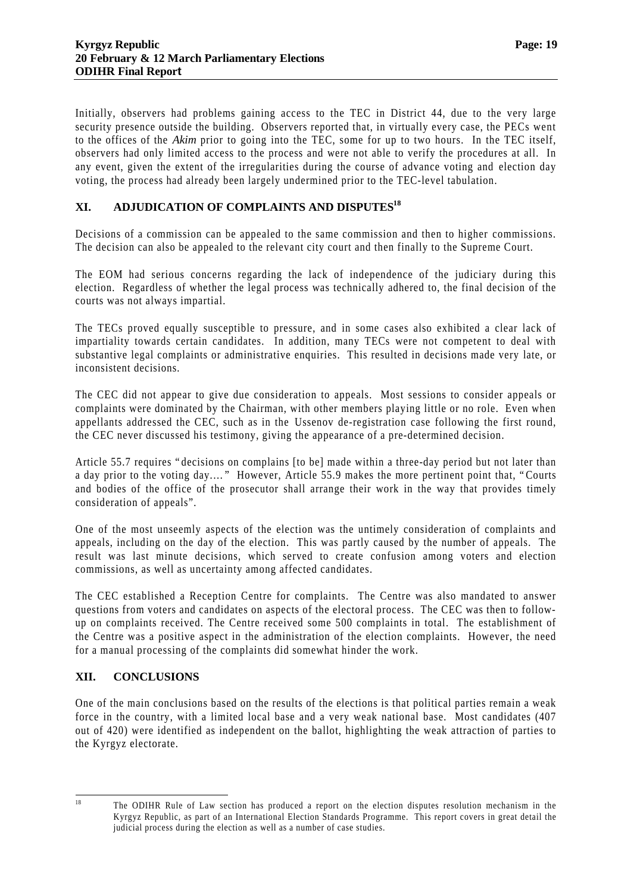Initially, observers had problems gaining access to the TEC in District 44, due to the very large security presence outside the building. Observers reported that, in virtually every case, the PECs went to the offices of the *Akim* prior to going into the TEC, some for up to two hours. In the TEC itself, observers had only limited access to the process and were not able to verify the procedures at all. In any event, given the extent of the irregularities during the course of advance voting and election day voting, the process had already been largely undermined prior to the TEC-level tabulation.

## XI. ADJUDICATION OF COMPLAINTS AND DISPUTES[18]

Decisions of a commission can be appealed to the same commission and then to higher commissions. The decision can also be appealed to the relevant city court and then finally to the Supreme Court.

The EOM had serious concerns regarding the lack of independence of the judiciary during this election. Regardless of whether the legal process was technically adhered to, the final decision of the courts was not always impartial.

The TECs proved equally susceptible to pressure, and in some cases also exhibited a clear lack of impartiality towards certain candidates. In addition, many TECs were not competent to deal with substantive legal complaints or administrative enquiries. This resulted in decisions made very late, or inconsistent decisions.

The CEC did not appear to give due consideration to appeals. Most sessions to consider appeals or complaints were dominated by the Chairman, with other members playing little or no role. Even when appellants addressed the CEC, such as in the Ussenov de-registration case following the first round, the CEC never discussed his testimony, giving the appearance of a pre-determined decision.

Article 55.7 requires "decisions on complains [to be] made within a three-day period but not later than a day prior to the voting day…." However, Article 55.9 makes the more pertinent point that, "Courts and bodies of the office of the prosecutor shall arrange their work in the way that provides timely consideration of appeals".

One of the most unseemly aspects of the election was the untimely consideration of complaints and appeals, including on the day of the election. This was partly caused by the number of appeals. The result was last minute decisions, which served to create confusion among voters and election commissions, as well as uncertainty among affected candidates.

The CEC established a Reception Centre for complaints. The Centre was also mandated to answer questions from voters and candidates on aspects of the electoral process. The CEC was then to follow-up on complaints received. The Centre received some 500 complaints in total. The establishment of the Centre was a positive aspect in the administration of the election complaints. However, the need for a manual processing of the complaints did somewhat hinder the work.

## XII. CONCLUSIONS

One of the main conclusions based on the results of the elections is that political parties remain a weak force in the country, with a limited local base and a very weak national base. Most candidates (407 out of 420) were identified as independent on the ballot, highlighting the weak attraction of parties to the Kyrgyz electorate.

---

[18] The ODIHR Rule of Law section has produced a report on the election disputes resolution mechanism in the Kyrgyz Republic, as part of an International Election Standards Programme. This report covers in great detail the judicial process during the election as well as a number of case studies.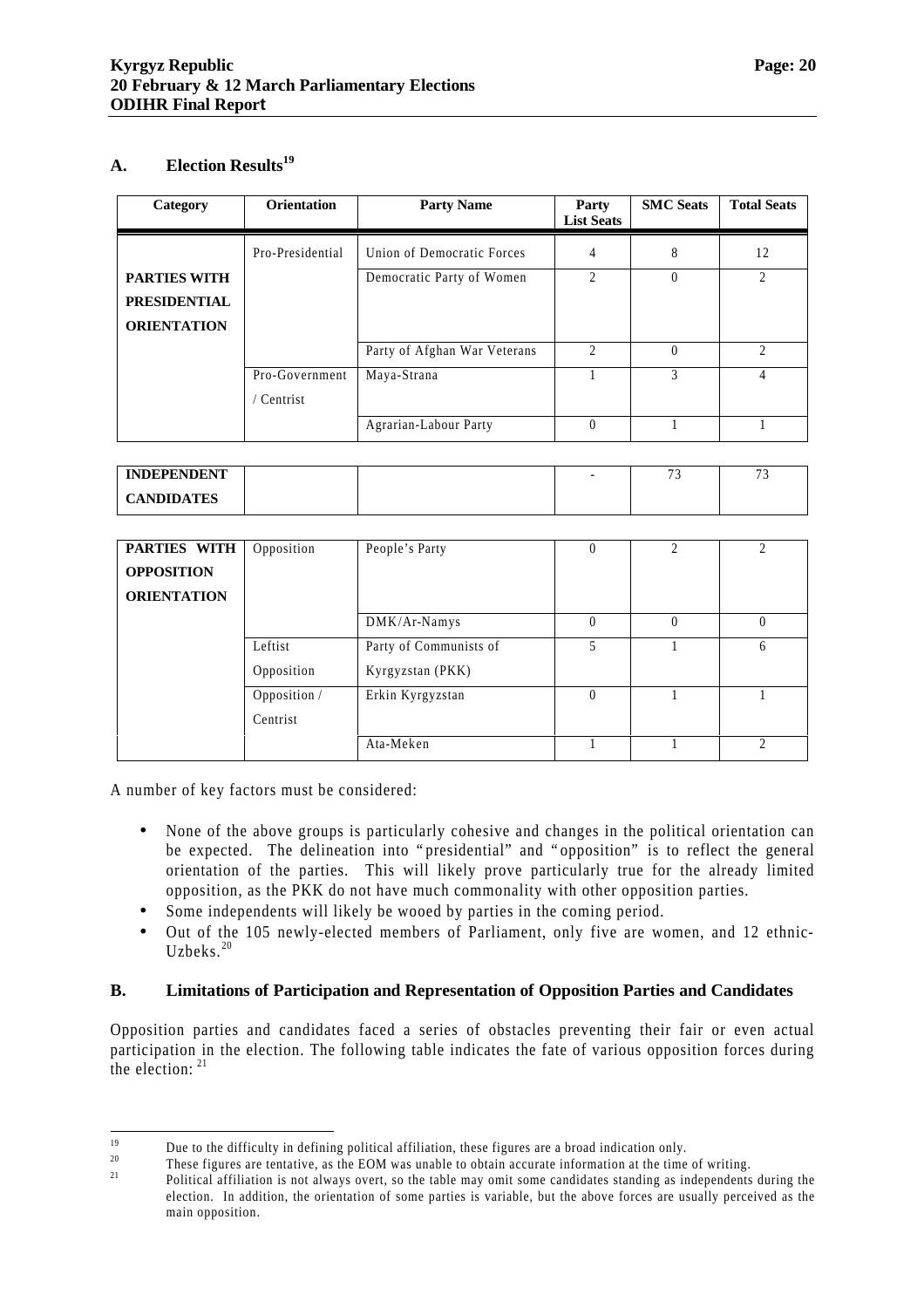## A. Election Results[19]

| Category | Orientation | Party Name | Party List Seats | SMC Seats | Total Seats |
|---|---|---|---|---|---|
| **PARTIES WITH PRESIDENTIAL ORIENTATION** | Pro-Presidential | Union of Democratic Forces | 4 | 8 | 12 |
| | | Democratic Party of Women | 2 | 0 | 2 |
| | | Party of Afghan War Veterans | 2 | 0 | 2 |
| | Pro-Government / Centrist | Maya-Strana | 1 | 3 | 4 |
| | | Agrarian-Labour Party | 0 | 1 | 1 |
| **INDEPENDENT CANDIDATES** | | | - | 73 | 73 |
| **PARTIES WITH OPPOSITION ORIENTATION** | Opposition | People's Party | 0 | 2 | 2 |
| | | DMK/Ar-Namys | 0 | 0 | 0 |
| | Leftist Opposition | Party of Communists of Kyrgyzstan (PKK) | 5 | 1 | 6 |
| | Opposition / Centrist | Erkin Kyrgyzstan | 0 | 1 | 1 |
| | | Ata-Meken | 1 | 1 | 2 |

A number of key factors must be considered:

- None of the above groups is particularly cohesive and changes in the political orientation can be expected. The delineation into "presidential" and "opposition" is to reflect the general orientation of the parties. This will likely prove particularly true for the already limited opposition, as the PKK do not have much commonality with other opposition parties.
- Some independents will likely be wooed by parties in the coming period.
- Out of the 105 newly-elected members of Parliament, only five are women, and 12 ethnic-Uzbeks.[20]

## B. Limitations of Participation and Representation of Opposition Parties and Candidates

Opposition parties and candidates faced a series of obstacles preventing their fair or even actual participation in the election. The following table indicates the fate of various opposition forces during the election: [21]

---

[19] Due to the difficulty in defining political affiliation, these figures are a broad indication only.

[20] These figures are tentative, as the EOM was unable to obtain accurate information at the time of writing.

[21] Political affiliation is not always overt, so the table may omit some candidates standing as independents during the election. In addition, the orientation of some parties is variable, but the above forces are usually perceived as the main opposition.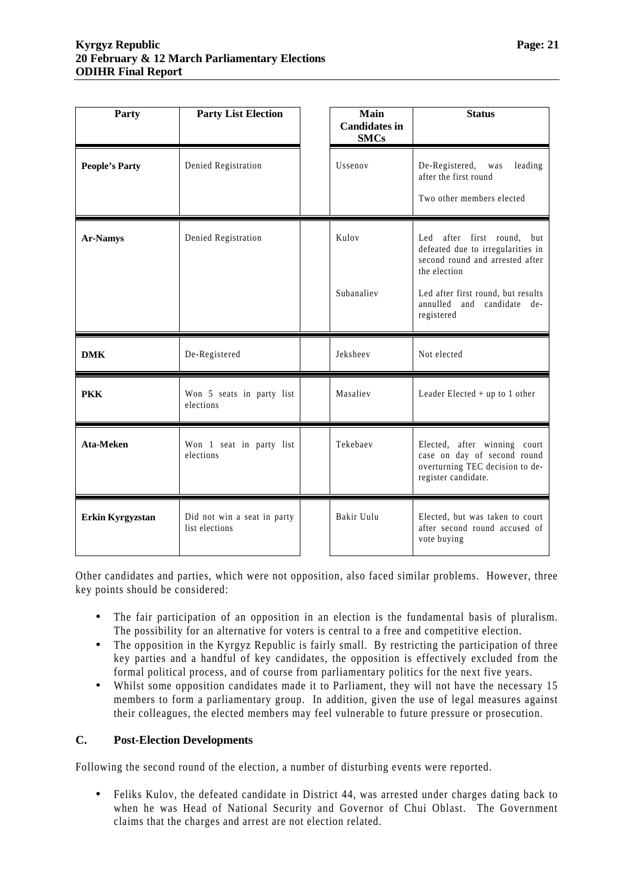| Party | Party List Election | Main Candidates in SMCs | Status |
|---|---|---|---|
| **People's Party** | Denied Registration | Ussenov | De-Registered, was leading after the first round<br><br>Two other members elected |
| **Ar-Namys** | Denied Registration | Kulov | Led after first round, but defeated due to irregularities in second round and arrested after the election |
| | | Subanaliev | Led after first round, but results annulled and candidate de-registered |
| **DMK** | De-Registered | Jeksheev | Not elected |
| **PKK** | Won 5 seats in party list elections | Masaliev | Leader Elected + up to 1 other |
| **Ata-Meken** | Won 1 seat in party list elections | Tekebaev | Elected, after winning court case on day of second round overturning TEC decision to de-register candidate. |
| **Erkin Kyrgyzstan** | Did not win a seat in party list elections | Bakir Uulu | Elected, but was taken to court after second round accused of vote buying |

Other candidates and parties, which were not opposition, also faced similar problems. However, three key points should be considered:

- The fair participation of an opposition in an election is the fundamental basis of pluralism. The possibility for an alternative for voters is central to a free and competitive election.
- The opposition in the Kyrgyz Republic is fairly small. By restricting the participation of three key parties and a handful of key candidates, the opposition is effectively excluded from the formal political process, and of course from parliamentary politics for the next five years.
- Whilst some opposition candidates made it to Parliament, they will not have the necessary 15 members to form a parliamentary group. In addition, given the use of legal measures against their colleagues, the elected members may feel vulnerable to future pressure or prosecution.

## C. Post-Election Developments

Following the second round of the election, a number of disturbing events were reported.

- Feliks Kulov, the defeated candidate in District 44, was arrested under charges dating back to when he was Head of National Security and Governor of Chui Oblast. The Government claims that the charges and arrest are not election related.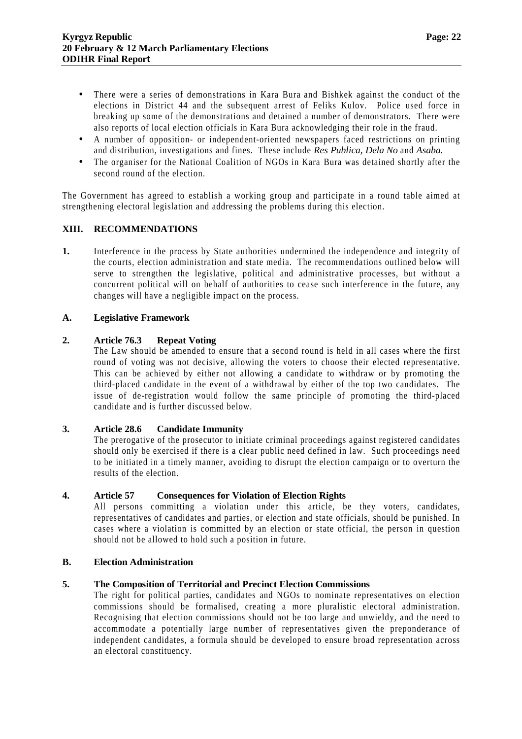- There were a series of demonstrations in Kara Bura and Bishkek against the conduct of the elections in District 44 and the subsequent arrest of Feliks Kulov. Police used force in breaking up some of the demonstrations and detained a number of demonstrators. There were also reports of local election officials in Kara Bura acknowledging their role in the fraud.
- A number of opposition- or independent-oriented newspapers faced restrictions on printing and distribution, investigations and fines. These include *Res Publica*, *Dela No* and *Asaba.*
- The organiser for the National Coalition of NGOs in Kara Bura was detained shortly after the second round of the election.

The Government has agreed to establish a working group and participate in a round table aimed at strengthening electoral legislation and addressing the problems during this election.

## XIII. RECOMMENDATIONS

**1.** Interference in the process by State authorities undermined the independence and integrity of the courts, election administration and state media. The recommendations outlined below will serve to strengthen the legislative, political and administrative processes, but without a concurrent political will on behalf of authorities to cease such interference in the future, any changes will have a negligible impact on the process.

### A. Legislative Framework

**2. Article 76.3 Repeat Voting**

The Law should be amended to ensure that a second round is held in all cases where the first round of voting was not decisive, allowing the voters to choose their elected representative. This can be achieved by either not allowing a candidate to withdraw or by promoting the third-placed candidate in the event of a withdrawal by either of the top two candidates. The issue of de-registration would follow the same principle of promoting the third-placed candidate and is further discussed below.

**3. Article 28.6 Candidate Immunity**

The prerogative of the prosecutor to initiate criminal proceedings against registered candidates should only be exercised if there is a clear public need defined in law. Such proceedings need to be initiated in a timely manner, avoiding to disrupt the election campaign or to overturn the results of the election.

**4. Article 57 Consequences for Violation of Election Rights**

All persons committing a violation under this article, be they voters, candidates, representatives of candidates and parties, or election and state officials, should be punished. In cases where a violation is committed by an election or state official, the person in question should not be allowed to hold such a position in future.

### B. Election Administration

**5. The Composition of Territorial and Precinct Election Commissions**

The right for political parties, candidates and NGOs to nominate representatives on election commissions should be formalised, creating a more pluralistic electoral administration. Recognising that election commissions should not be too large and unwieldy, and the need to accommodate a potentially large number of representatives given the preponderance of independent candidates, a formula should be developed to ensure broad representation across an electoral constituency.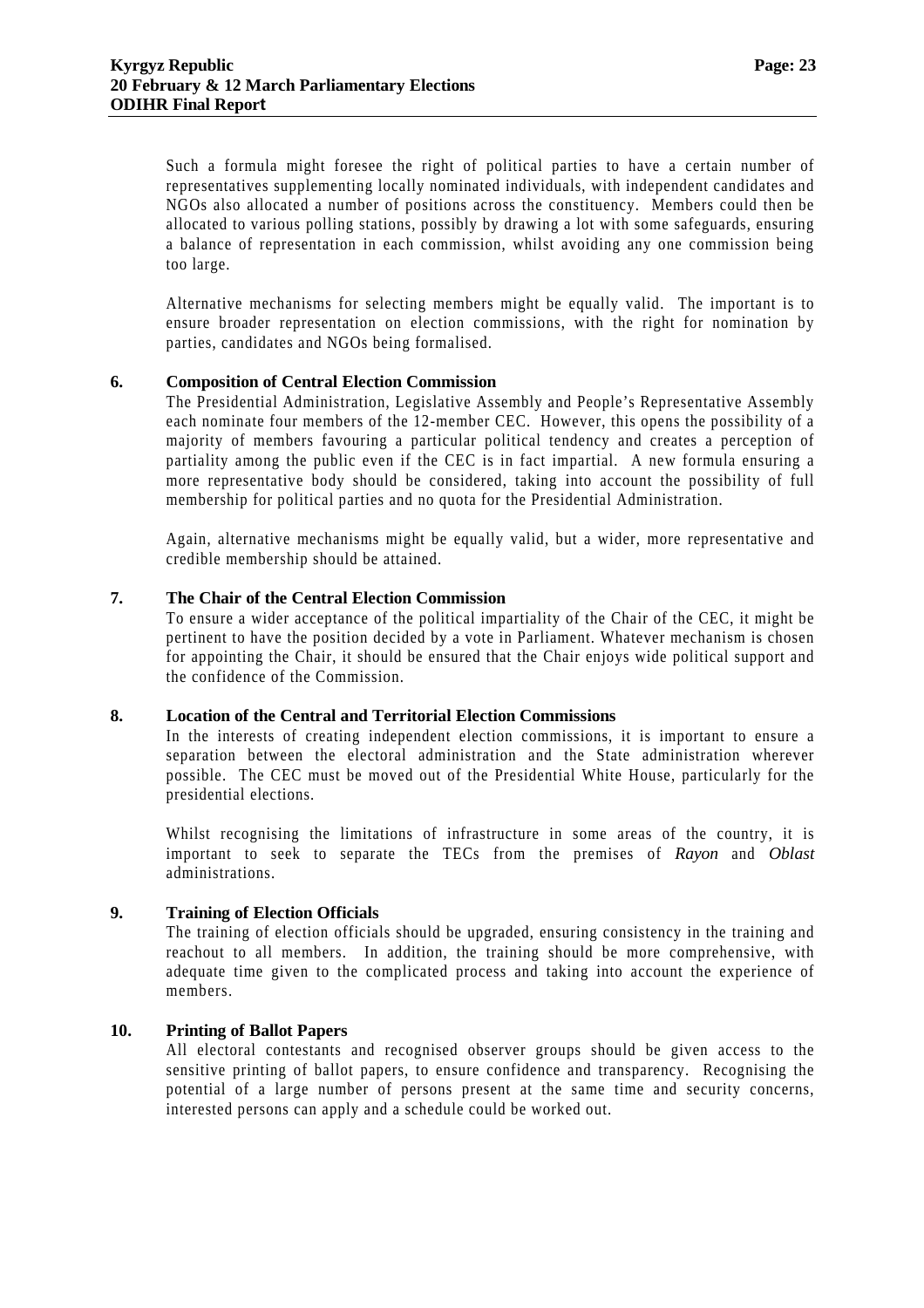Such a formula might foresee the right of political parties to have a certain number of representatives supplementing locally nominated individuals, with independent candidates and NGOs also allocated a number of positions across the constituency. Members could then be allocated to various polling stations, possibly by drawing a lot with some safeguards, ensuring a balance of representation in each commission, whilst avoiding any one commission being too large.

Alternative mechanisms for selecting members might be equally valid. The important is to ensure broader representation on election commissions, with the right for nomination by parties, candidates and NGOs being formalised.

**6. Composition of Central Election Commission**

The Presidential Administration, Legislative Assembly and People's Representative Assembly each nominate four members of the 12-member CEC. However, this opens the possibility of a majority of members favouring a particular political tendency and creates a perception of partiality among the public even if the CEC is in fact impartial. A new formula ensuring a more representative body should be considered, taking into account the possibility of full membership for political parties and no quota for the Presidential Administration.

Again, alternative mechanisms might be equally valid, but a wider, more representative and credible membership should be attained.

**7. The Chair of the Central Election Commission**

To ensure a wider acceptance of the political impartiality of the Chair of the CEC, it might be pertinent to have the position decided by a vote in Parliament. Whatever mechanism is chosen for appointing the Chair, it should be ensured that the Chair enjoys wide political support and the confidence of the Commission.

**8. Location of the Central and Territorial Election Commissions**

In the interests of creating independent election commissions, it is important to ensure a separation between the electoral administration and the State administration wherever possible. The CEC must be moved out of the Presidential White House, particularly for the presidential elections.

Whilst recognising the limitations of infrastructure in some areas of the country, it is important to seek to separate the TECs from the premises of *Rayon* and *Oblast* administrations.

**9. Training of Election Officials**

The training of election officials should be upgraded, ensuring consistency in the training and reachout to all members. In addition, the training should be more comprehensive, with adequate time given to the complicated process and taking into account the experience of members.

**10. Printing of Ballot Papers**

All electoral contestants and recognised observer groups should be given access to the sensitive printing of ballot papers, to ensure confidence and transparency. Recognising the potential of a large number of persons present at the same time and security concerns, interested persons can apply and a schedule could be worked out.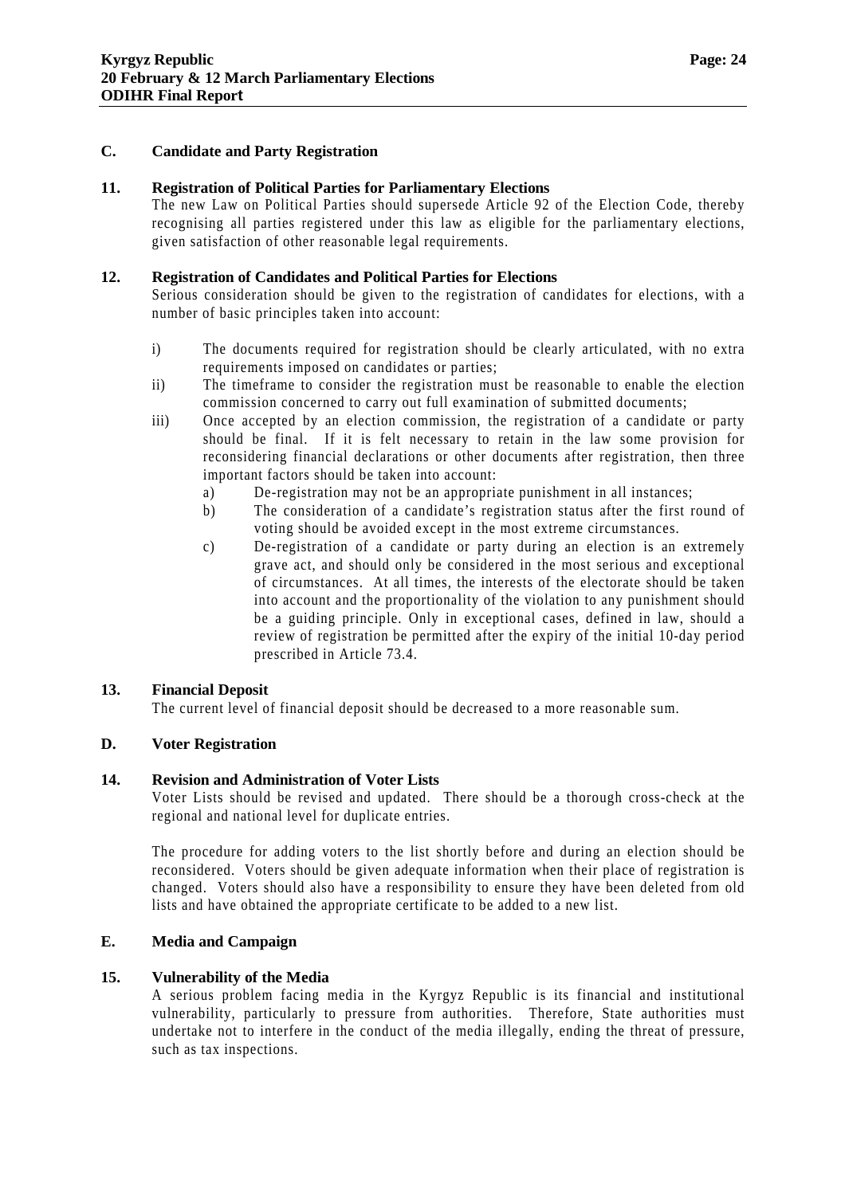## C. Candidate and Party Registration

### 11. Registration of Political Parties for Parliamentary Elections

The new Law on Political Parties should supersede Article 92 of the Election Code, thereby recognising all parties registered under this law as eligible for the parliamentary elections, given satisfaction of other reasonable legal requirements.

### 12. Registration of Candidates and Political Parties for Elections

Serious consideration should be given to the registration of candidates for elections, with a number of basic principles taken into account:

i) The documents required for registration should be clearly articulated, with no extra requirements imposed on candidates or parties;

ii) The timeframe to consider the registration must be reasonable to enable the election commission concerned to carry out full examination of submitted documents;

iii) Once accepted by an election commission, the registration of a candidate or party should be final. If it is felt necessary to retain in the law some provision for reconsidering financial declarations or other documents after registration, then three important factors should be taken into account:

   a) De-registration may not be an appropriate punishment in all instances;

   b) The consideration of a candidate's registration status after the first round of voting should be avoided except in the most extreme circumstances.

   c) De-registration of a candidate or party during an election is an extremely grave act, and should only be considered in the most serious and exceptional of circumstances. At all times, the interests of the electorate should be taken into account and the proportionality of the violation to any punishment should be a guiding principle. Only in exceptional cases, defined in law, should a review of registration be permitted after the expiry of the initial 10-day period prescribed in Article 73.4.

### 13. Financial Deposit

The current level of financial deposit should be decreased to a more reasonable sum.

## D. Voter Registration

### 14. Revision and Administration of Voter Lists

Voter Lists should be revised and updated. There should be a thorough cross-check at the regional and national level for duplicate entries.

The procedure for adding voters to the list shortly before and during an election should be reconsidered. Voters should be given adequate information when their place of registration is changed. Voters should also have a responsibility to ensure they have been deleted from old lists and have obtained the appropriate certificate to be added to a new list.

## E. Media and Campaign

### 15. Vulnerability of the Media

A serious problem facing media in the Kyrgyz Republic is its financial and institutional vulnerability, particularly to pressure from authorities. Therefore, State authorities must undertake not to interfere in the conduct of the media illegally, ending the threat of pressure, such as tax inspections.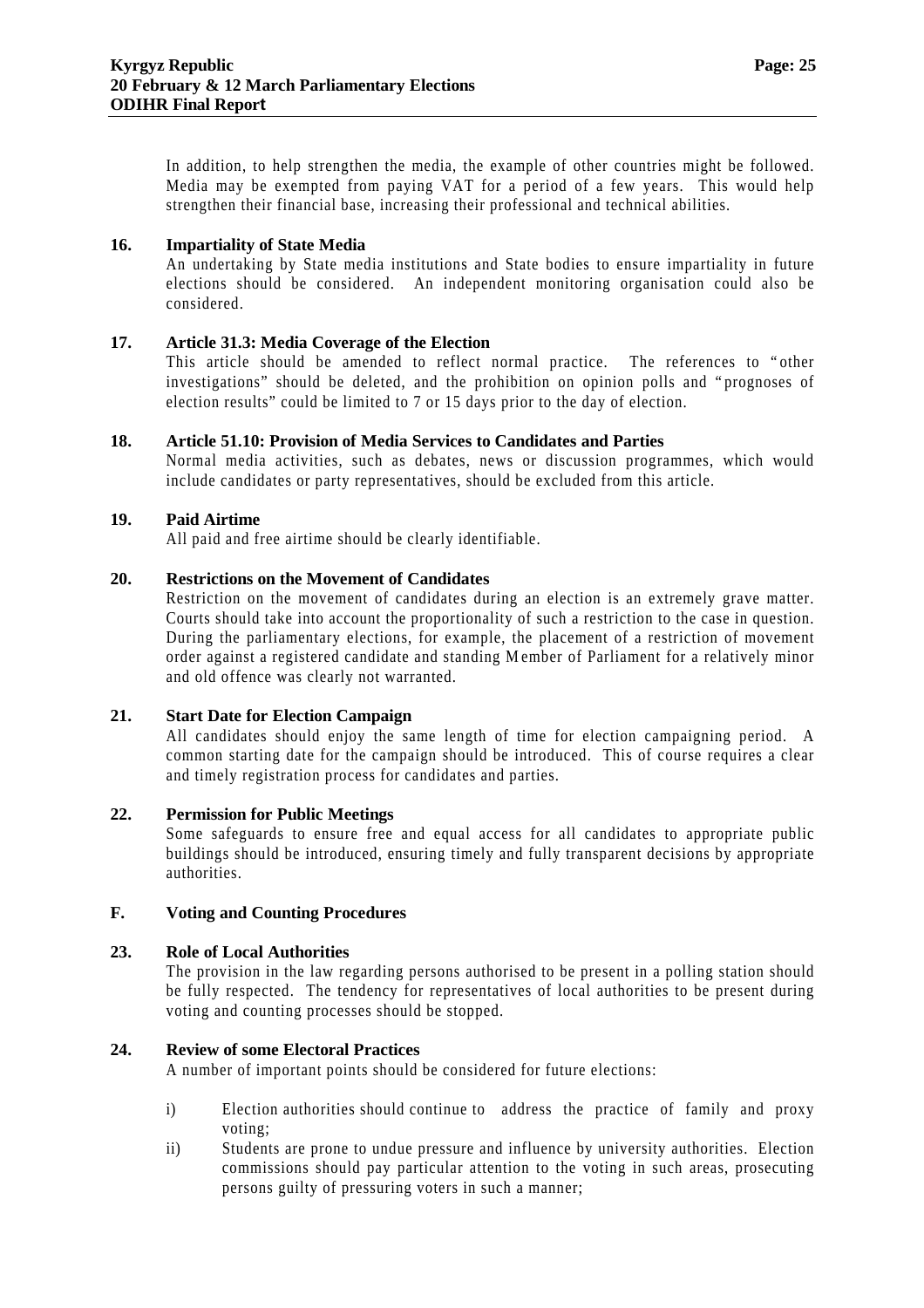In addition, to help strengthen the media, the example of other countries might be followed. Media may be exempted from paying VAT for a period of a few years. This would help strengthen their financial base, increasing their professional and technical abilities.

**16. Impartiality of State Media**

An undertaking by State media institutions and State bodies to ensure impartiality in future elections should be considered. An independent monitoring organisation could also be considered.

**17. Article 31.3: Media Coverage of the Election**

This article should be amended to reflect normal practice. The references to "other investigations" should be deleted, and the prohibition on opinion polls and "prognoses of election results" could be limited to 7 or 15 days prior to the day of election.

**18. Article 51.10: Provision of Media Services to Candidates and Parties**

Normal media activities, such as debates, news or discussion programmes, which would include candidates or party representatives, should be excluded from this article.

**19. Paid Airtime**

All paid and free airtime should be clearly identifiable.

**20. Restrictions on the Movement of Candidates**

Restriction on the movement of candidates during an election is an extremely grave matter. Courts should take into account the proportionality of such a restriction to the case in question. During the parliamentary elections, for example, the placement of a restriction of movement order against a registered candidate and standing Member of Parliament for a relatively minor and old offence was clearly not warranted.

**21. Start Date for Election Campaign**

All candidates should enjoy the same length of time for election campaigning period. A common starting date for the campaign should be introduced. This of course requires a clear and timely registration process for candidates and parties.

**22. Permission for Public Meetings**

Some safeguards to ensure free and equal access for all candidates to appropriate public buildings should be introduced, ensuring timely and fully transparent decisions by appropriate authorities.

## F. Voting and Counting Procedures

**23. Role of Local Authorities**

The provision in the law regarding persons authorised to be present in a polling station should be fully respected. The tendency for representatives of local authorities to be present during voting and counting processes should be stopped.

**24. Review of some Electoral Practices**

A number of important points should be considered for future elections:

i) Election authorities should continue to address the practice of family and proxy voting;

ii) Students are prone to undue pressure and influence by university authorities. Election commissions should pay particular attention to the voting in such areas, prosecuting persons guilty of pressuring voters in such a manner;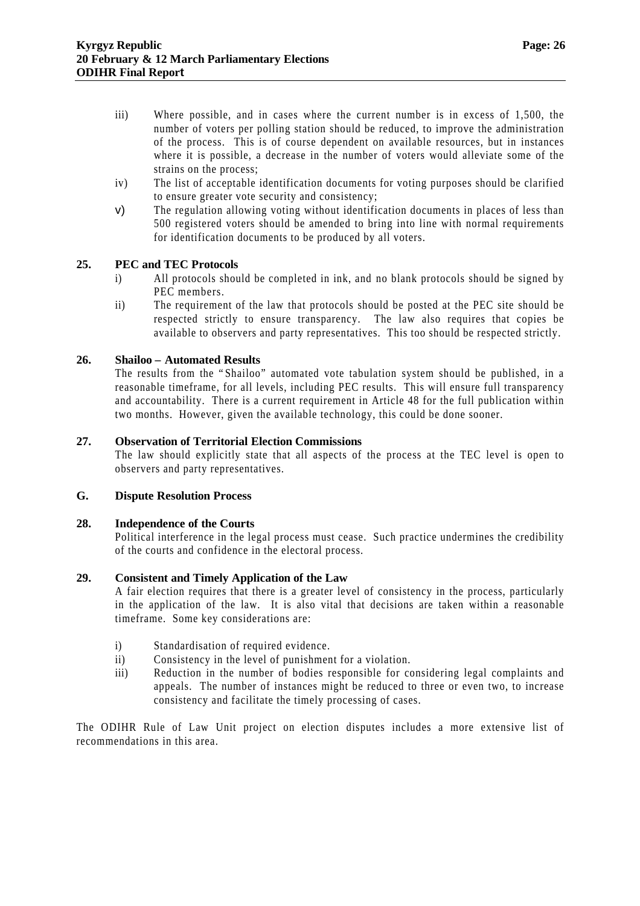iii) Where possible, and in cases where the current number is in excess of 1,500, the number of voters per polling station should be reduced, to improve the administration of the process. This is of course dependent on available resources, but in instances where it is possible, a decrease in the number of voters would alleviate some of the strains on the process;

iv) The list of acceptable identification documents for voting purposes should be clarified to ensure greater vote security and consistency;

v) The regulation allowing voting without identification documents in places of less than 500 registered voters should be amended to bring into line with normal requirements for identification documents to be produced by all voters.

**25. PEC and TEC Protocols**

i) All protocols should be completed in ink, and no blank protocols should be signed by PEC members.

ii) The requirement of the law that protocols should be posted at the PEC site should be respected strictly to ensure transparency. The law also requires that copies be available to observers and party representatives. This too should be respected strictly.

**26. Shailoo – Automated Results**

The results from the "Shailoo" automated vote tabulation system should be published, in a reasonable timeframe, for all levels, including PEC results. This will ensure full transparency and accountability. There is a current requirement in Article 48 for the full publication within two months. However, given the available technology, this could be done sooner.

**27. Observation of Territorial Election Commissions**

The law should explicitly state that all aspects of the process at the TEC level is open to observers and party representatives.

## G. Dispute Resolution Process

**28. Independence of the Courts**

Political interference in the legal process must cease. Such practice undermines the credibility of the courts and confidence in the electoral process.

**29. Consistent and Timely Application of the Law**

A fair election requires that there is a greater level of consistency in the process, particularly in the application of the law. It is also vital that decisions are taken within a reasonable timeframe. Some key considerations are:

i) Standardisation of required evidence.

ii) Consistency in the level of punishment for a violation.

iii) Reduction in the number of bodies responsible for considering legal complaints and appeals. The number of instances might be reduced to three or even two, to increase consistency and facilitate the timely processing of cases.

The ODIHR Rule of Law Unit project on election disputes includes a more extensive list of recommendations in this area.